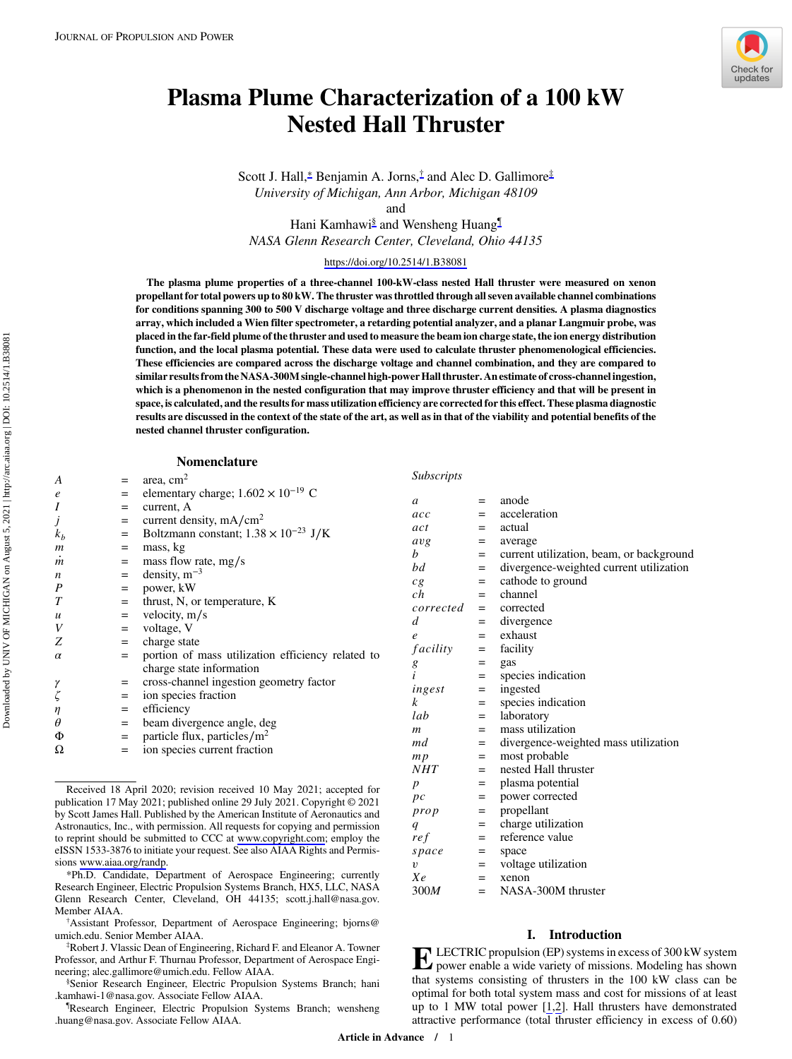# Plasma Plume Characterization of a 100 kW Nested Hall Thruster

Scott J. Hall,* Benjamin A. Jorns,† and Alec D. Gallimore‡
*University of Michigan, Ann Arbor, Michigan 48109*
and
Hani Kamhawi§ and Wensheng Huang¶
*NASA Glenn Research Center, Cleveland, Ohio 44135*

https://doi.org/10.2514/1.B38081

**The plasma plume properties of a three-channel 100-kW-class nested Hall thruster were measured on xenon propellant for total powers up to 80 kW. The thruster was throttled through all seven available channel combinations for conditions spanning 300 to 500 V discharge voltage and three discharge current densities. A plasma diagnostics array, which included a Wien filter spectrometer, a retarding potential analyzer, and a planar Langmuir probe, was placed in the far-field plume of the thruster and used to measure the beam ion charge state, the ion energy distribution function, and the local plasma potential. These data were used to calculate thruster phenomenological efficiencies. These efficiencies are compared across the discharge voltage and channel combination, and they are compared to similar results from the NASA-300M single-channel high-power Hall thruster. An estimate of cross-channel ingestion, which is a phenomenon in the nested configuration that may improve thruster efficiency and that will be present in space, is calculated, and the results for mass utilization efficiency are corrected for this effect. These plasma diagnostic results are discussed in the context of the state of the art, as well as in that of the viability and potential benefits of the nested channel thruster configuration.**

## Nomenclature

| | | |
|---|---|---|
| $A$ | = | area, $cm^2$ |
| $e$ | = | elementary charge; $1.602 \times 10^{-19}$ C |
| $I$ | = | current, A |
| $j$ | = | current density, $mA/cm^2$ |
| $k_b$ | = | Boltzmann constant; $1.38 \times 10^{-23}$ J/K |
| $m$ | = | mass, kg |
| $\dot{m}$ | = | mass flow rate, mg/s |
| $n$ | = | density, $m^{-3}$ |
| $P$ | = | power, kW |
| $T$ | = | thrust, N, or temperature, K |
| $u$ | = | velocity, m/s |
| $V$ | = | voltage, V |
| $Z$ | = | charge state |
| $\alpha$ | = | portion of mass utilization efficiency related to charge state information |
| $\gamma$ | = | cross-channel ingestion geometry factor |
| $\zeta$ | = | ion species fraction |
| $\eta$ | = | efficiency |
| $\theta$ | = | beam divergence angle, deg |
| $\Phi$ | = | particle flux, $particles/m^2$ |
| $\Omega$ | = | ion species current fraction |

*Subscripts*

| | | |
|---|---|---|
| $a$ | = | anode |
| $acc$ | = | acceleration |
| $act$ | = | actual |
| $avg$ | = | average |
| $b$ | = | current utilization, beam, or background |
| $bd$ | = | divergence-weighted current utilization |
| $cg$ | = | cathode to ground |
| $ch$ | = | channel |
| $corrected$ | = | corrected |
| $d$ | = | divergence |
| $e$ | = | exhaust |
| $facility$ | = | facility |
| $g$ | = | gas |
| $i$ | = | species indication |
| $ingest$ | = | ingested |
| $k$ | = | species indication |
| $lab$ | = | laboratory |
| $m$ | = | mass utilization |
| $md$ | = | divergence-weighted mass utilization |
| $mp$ | = | most probable |
| $NHT$ | = | nested Hall thruster |
| $p$ | = | plasma potential |
| $pc$ | = | power corrected |
| $prop$ | = | propellant |
| $q$ | = | charge utilization |
| $ref$ | = | reference value |
| $space$ | = | space |
| $v$ | = | voltage utilization |
| $Xe$ | = | xenon |
| $300M$ | = | NASA-300M thruster |

## I. Introduction

ELECTRIC propulsion (EP) systems in excess of 300 kW system power enable a wide variety of missions. Modeling has shown that systems consisting of thrusters in the 100 kW class can be optimal for both total system mass and cost for missions of at least up to 1 MW total power [1,2]. Hall thrusters have demonstrated attractive performance (total thruster efficiency in excess of 0.60)

---

Received 18 April 2020; revision received 10 May 2021; accepted for publication 17 May 2021; published online 29 July 2021. Copyright © 2021 by Scott James Hall. Published by the American Institute of Aeronautics and Astronautics, Inc., with permission. All requests for copying and permission to reprint should be submitted to CCC at www.copyright.com; employ the eISSN 1533-3876 to initiate your request. See also AIAA Rights and Permissions www.aiaa.org/randp.

*Ph.D. Candidate, Department of Aerospace Engineering; currently Research Engineer, Electric Propulsion Systems Branch, HX5, LLC, NASA Glenn Research Center, Cleveland, OH 44135; scott.j.hall@nasa.gov. Member AIAA.

†Assistant Professor, Department of Aerospace Engineering; bjorns@umich.edu. Senior Member AIAA.

‡Robert J. Vlassic Dean of Engineering, Richard F. and Eleanor A. Towner Professor, and Arthur F. Thurnau Professor, Department of Aerospace Engineering; alec.gallimore@umich.edu. Fellow AIAA.

§Senior Research Engineer, Electric Propulsion Systems Branch; hani.kamhawi-1@nasa.gov. Associate Fellow AIAA.

¶Research Engineer, Electric Propulsion Systems Branch; wensheng.huang@nasa.gov. Associate Fellow AIAA.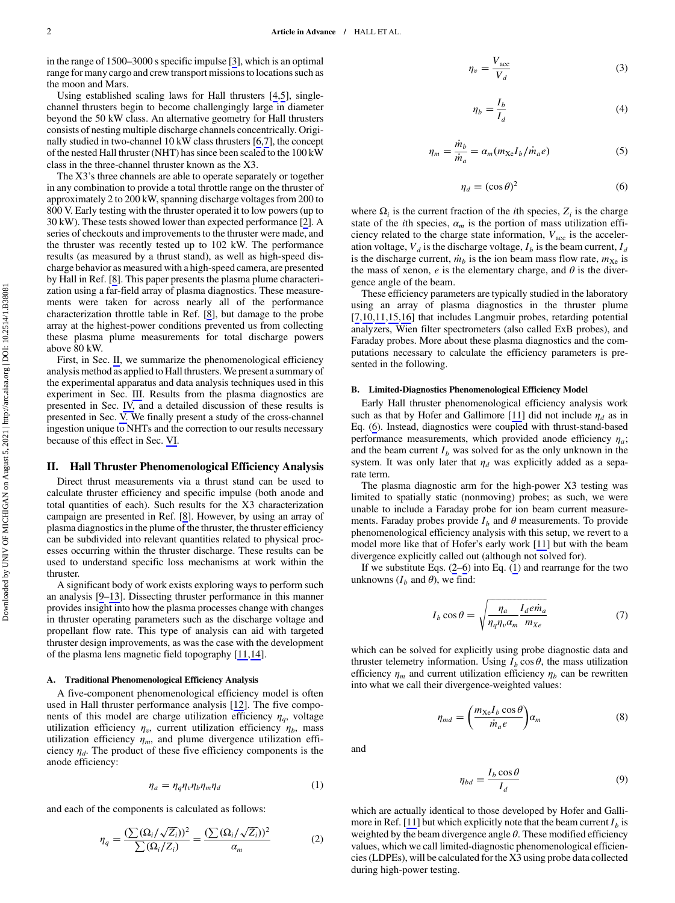in the range of 1500–3000 s specific impulse [3], which is an optimal range for many cargo and crew transport missions to locations such as the moon and Mars.

Using established scaling laws for Hall thrusters [4,5], single-channel thrusters begin to become challengingly large in diameter beyond the 50 kW class. An alternative geometry for Hall thrusters consists of nesting multiple discharge channels concentrically. Originally studied in two-channel 10 kW class thrusters [6,7], the concept of the nested Hall thruster (NHT) has since been scaled to the 100 kW class in the three-channel thruster known as the X3.

The X3's three channels are able to operate separately or together in any combination to provide a total throttle range on the thruster of approximately 2 to 200 kW, spanning discharge voltages from 200 to 800 V. Early testing with the thruster operated it to low powers (up to 30 kW). These tests showed lower than expected performance [2]. A series of checkouts and improvements to the thruster were made, and the thruster was recently tested up to 102 kW. The performance results (as measured by a thrust stand), as well as high-speed discharge behavior as measured with a high-speed camera, are presented by Hall in Ref. [8]. This paper presents the plasma plume characterization using a far-field array of plasma diagnostics. These measurements were taken for across nearly all of the performance characterization throttle table in Ref. [8], but damage to the probe array at the highest-power conditions prevented us from collecting these plasma plume measurements for total discharge powers above 80 kW.

First, in Sec. II, we summarize the phenomenological efficiency analysis method as applied to Hall thrusters. We present a summary of the experimental apparatus and data analysis techniques used in this experiment in Sec. III. Results from the plasma diagnostics are presented in Sec. IV, and a detailed discussion of these results is presented in Sec. V. We finally present a study of the cross-channel ingestion unique to NHTs and the correction to our results necessary because of this effect in Sec. VI.

## II. Hall Thruster Phenomenological Efficiency Analysis

Direct thrust measurements via a thrust stand can be used to calculate thruster efficiency and specific impulse (both anode and total quantities of each). Such results for the X3 characterization campaign are presented in Ref. [8]. However, by using an array of plasma diagnostics in the plume of the thruster, the thruster efficiency can be subdivided into relevant quantities related to physical processes occurring within the thruster discharge. These results can be used to understand specific loss mechanisms at work within the thruster.

A significant body of work exists exploring ways to perform such an analysis [9–13]. Dissecting thruster performance in this manner provides insight into how the plasma processes change with changes in thruster operating parameters such as the discharge voltage and propellant flow rate. This type of analysis can aid with targeted thruster design improvements, as was the case with the development of the plasma lens magnetic field topography [11,14].

### A. Traditional Phenomenological Efficiency Analysis

A five-component phenomenological efficiency model is often used in Hall thruster performance analysis [12]. The five components of this model are charge utilization efficiency $\eta_q$, voltage utilization efficiency $\eta_v$, current utilization efficiency $\eta_b$, mass utilization efficiency $\eta_m$, and plume divergence utilization efficiency $\eta_d$. The product of these five efficiency components is the anode efficiency:

$$\eta_a = \eta_q \eta_v \eta_b \eta_m \eta_d \tag{1}$$

and each of the components is calculated as follows:

$$\eta_q = \frac{(\sum(\Omega_i/\sqrt{Z_i}))^2}{\sum(\Omega_i/Z_i)} = \frac{(\sum(\Omega_i/\sqrt{Z_i}))^2}{\alpha_m} \tag{2}$$

$$\eta_v = \frac{V_{\text{acc}}}{V_d} \tag{3}$$

$$\eta_b = \frac{I_b}{I_d} \tag{4}$$

$$\eta_m = \frac{\dot{m}_b}{\dot{m}_a} = \alpha_m (m_{\text{Xe}} I_b / \dot{m}_a e) \tag{5}$$

$$\eta_d = (\cos\theta)^2 \tag{6}$$

where $\Omega_i$ is the current fraction of the $i$th species, $Z_i$ is the charge state of the $i$th species, $\alpha_m$ is the portion of mass utilization efficiency related to the charge state information, $V_{\text{acc}}$ is the acceleration voltage, $V_d$ is the discharge voltage, $I_b$ is the beam current, $I_d$ is the discharge current, $\dot{m}_b$ is the ion beam mass flow rate, $m_{\text{Xe}}$ is the mass of xenon, $e$ is the elementary charge, and $\theta$ is the divergence angle of the beam.

These efficiency parameters are typically studied in the laboratory using an array of plasma diagnostics in the thruster plume [7,10,11,15,16] that includes Langmuir probes, retarding potential analyzers, Wien filter spectrometers (also called ExB probes), and Faraday probes. More about these plasma diagnostics and the computations necessary to calculate the efficiency parameters is presented in the following.

### B. Limited-Diagnostics Phenomenological Efficiency Model

Early Hall thruster phenomenological efficiency analysis work such as that by Hofer and Gallimore [11] did not include $\eta_d$ as in Eq. (6). Instead, diagnostics were coupled with thrust-stand-based performance measurements, which provided anode efficiency $\eta_a$; and the beam current $I_b$ was solved for as the only unknown in the system. It was only later that $\eta_d$ was explicitly added as a separate term.

The plasma diagnostic arm for the high-power X3 testing was limited to spatially static (nonmoving) probes; as such, we were unable to include a Faraday probe for ion beam current measurements. Faraday probes provide $I_b$ and $\theta$ measurements. To provide phenomenological efficiency analysis with this setup, we revert to a model more like that of Hofer's early work [11] but with the beam divergence explicitly called out (although not solved for).

If we substitute Eqs. (2–6) into Eq. (1) and rearrange for the two unknowns ($I_b$ and $\theta$), we find:

$$I_b \cos\theta = \sqrt{\frac{\eta_a}{\eta_q \eta_v \alpha_m} \frac{I_d e \dot{m}_a}{m_{Xe}}} \tag{7}$$

which can be solved for explicitly using probe diagnostic data and thruster telemetry information. Using $I_b \cos\theta$, the mass utilization efficiency $\eta_m$ and current utilization efficiency $\eta_b$ can be rewritten into what we call their divergence-weighted values:

$$\eta_{md} = \left(\frac{m_{\text{Xe}} I_b \cos\theta}{\dot{m}_a e}\right)\alpha_m \tag{8}$$

and

$$\eta_{bd} = \frac{I_b \cos\theta}{I_d} \tag{9}$$

which are actually identical to those developed by Hofer and Gallimore in Ref. [11] but which explicitly note that the beam current $I_b$ is weighted by the beam divergence angle $\theta$. These modified efficiency values, which we call limited-diagnostic phenomenological efficiencies (LDPEs), will be calculated for the X3 using probe data collected during high-power testing.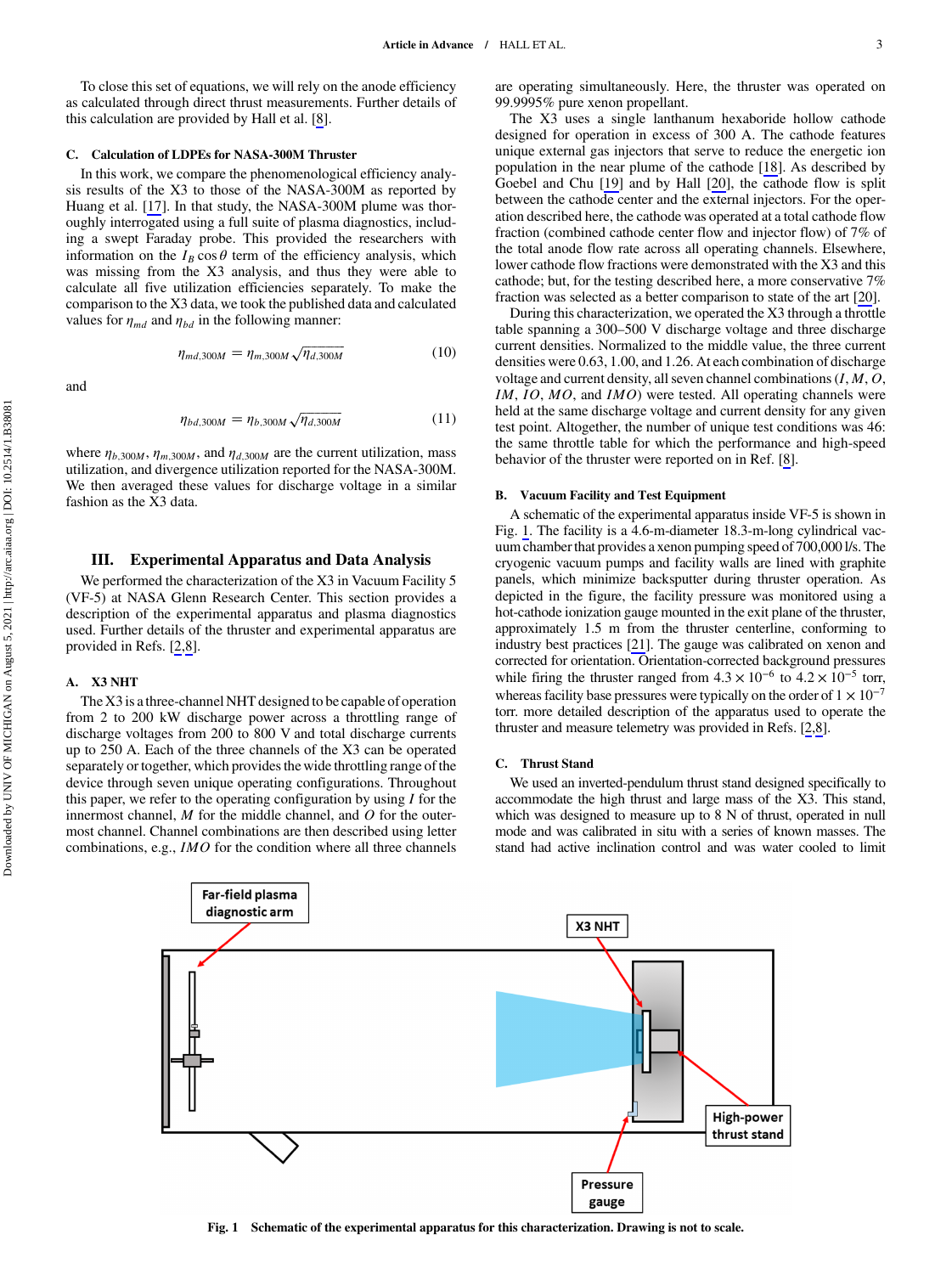To close this set of equations, we will rely on the anode efficiency as calculated through direct thrust measurements. Further details of this calculation are provided by Hall et al. [8].

### C. Calculation of LDPEs for NASA-300M Thruster

In this work, we compare the phenomenological efficiency analysis results of the X3 to those of the NASA-300M as reported by Huang et al. [17]. In that study, the NASA-300M plume was thoroughly interrogated using a full suite of plasma diagnostics, including a swept Faraday probe. This provided the researchers with information on the $I_B \cos\theta$ term of the efficiency analysis, which was missing from the X3 analysis, and thus they were able to calculate all five utilization efficiencies separately. To make the comparison to the X3 data, we took the published data and calculated values for $\eta_{md}$ and $\eta_{bd}$ in the following manner:

$$\eta_{md,300M} = \eta_{m,300M}\sqrt{\eta_{d,300M}} \tag{10}$$

and

$$\eta_{bd,300M} = \eta_{b,300M}\sqrt{\eta_{d,300M}} \tag{11}$$

where $\eta_{b,300M}$, $\eta_{m,300M}$, and $\eta_{d,300M}$ are the current utilization, mass utilization, and divergence utilization reported for the NASA-300M. We then averaged these values for discharge voltage in a similar fashion as the X3 data.

## III. Experimental Apparatus and Data Analysis

We performed the characterization of the X3 in Vacuum Facility 5 (VF-5) at NASA Glenn Research Center. This section provides a description of the experimental apparatus and plasma diagnostics used. Further details of the thruster and experimental apparatus are provided in Refs. [2,8].

### A. X3 NHT

The X3 is a three-channel NHT designed to be capable of operation from 2 to 200 kW discharge power across a throttling range of discharge voltages from 200 to 800 V and total discharge currents up to 250 A. Each of the three channels of the X3 can be operated separately or together, which provides the wide throttling range of the device through seven unique operating configurations. Throughout this paper, we refer to the operating configuration by using $I$ for the innermost channel, $M$ for the middle channel, and $O$ for the outermost channel. Channel combinations are then described using letter combinations, e.g., $IMO$ for the condition where all three channels are operating simultaneously. Here, the thruster was operated on 99.9995% pure xenon propellant.

The X3 uses a single lanthanum hexaboride hollow cathode designed for operation in excess of 300 A. The cathode features unique external gas injectors that serve to reduce the energetic ion population in the near plume of the cathode [18]. As described by Goebel and Chu [19] and by Hall [20], the cathode flow is split between the cathode center and the external injectors. For the operation described here, the cathode was operated at a total cathode flow fraction (combined cathode center flow and injector flow) of 7% of the total anode flow rate across all operating channels. Elsewhere, lower cathode flow fractions were demonstrated with the X3 and this cathode; but, for the testing described here, a more conservative 7% fraction was selected as a better comparison to state of the art [20].

During this characterization, we operated the X3 through a throttle table spanning a 300–500 V discharge voltage and three discharge current densities. Normalized to the middle value, the three current densities were 0.63, 1.00, and 1.26. At each combination of discharge voltage and current density, all seven channel combinations ($I$, $M$, $O$, $IM$, $IO$, $MO$, and $IMO$) were tested. All operating channels were held at the same discharge voltage and current density for any given test point. Altogether, the number of unique test conditions was 46: the same throttle table for which the performance and high-speed behavior of the thruster were reported on in Ref. [8].

### B. Vacuum Facility and Test Equipment

A schematic of the experimental apparatus inside VF-5 is shown in Fig. 1. The facility is a 4.6-m-diameter 18.3-m-long cylindrical vacuum chamber that provides a xenon pumping speed of 700,000 l/s. The cryogenic vacuum pumps and facility walls are lined with graphite panels, which minimize backsputter during thruster operation. As depicted in the figure, the facility pressure was monitored using a hot-cathode ionization gauge mounted in the exit plane of the thruster, approximately 1.5 m from the thruster centerline, conforming to industry best practices [21]. The gauge was calibrated on xenon and corrected for orientation. Orientation-corrected background pressures while firing the thruster ranged from $4.3 \times 10^{-6}$ to $4.2 \times 10^{-5}$ torr, whereas facility base pressures were typically on the order of $1 \times 10^{-7}$ torr. more detailed description of the apparatus used to operate the thruster and measure telemetry was provided in Refs. [2,8].

### C. Thrust Stand

We used an inverted-pendulum thrust stand designed specifically to accommodate the high thrust and large mass of the X3. This stand, which was designed to measure up to 8 N of thrust, operated in null mode and was calibrated in situ with a series of known masses. The stand had active inclination control and was water cooled to limit

Fig. 1 Schematic of the experimental apparatus for this characterization. Drawing is not to scale.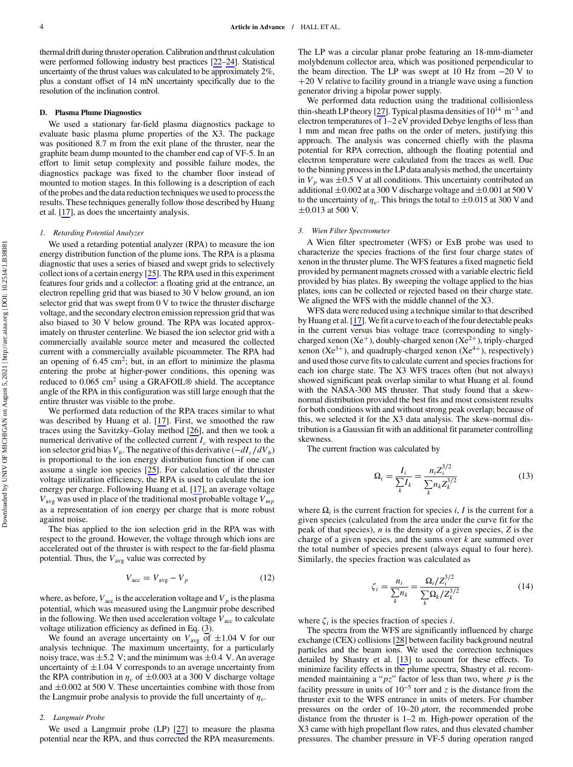thermal drift during thruster operation. Calibration and thrust calculation were performed following industry best practices [22–24]. Statistical uncertainty of the thrust values was calculated to be approximately 2%, plus a constant offset of 14 mN uncertainty specifically due to the resolution of the inclination control.

### D. Plasma Plume Diagnostics

We used a stationary far-field plasma diagnostics package to evaluate basic plasma plume properties of the X3. The package was positioned 8.7 m from the exit plane of the thruster, near the graphite beam dump mounted to the chamber end cap of VF-5. In an effort to limit setup complexity and possible failure modes, the diagnostics package was fixed to the chamber floor instead of mounted to motion stages. In this following is a description of each of the probes and the data reduction techniques we used to process the results. These techniques generally follow those described by Huang et al. [17], as does the uncertainty analysis.

#### 1. Retarding Potential Analyzer

We used a retarding potential analyzer (RPA) to measure the ion energy distribution function of the plume ions. The RPA is a plasma diagnostic that uses a series of biased and swept grids to selectively collect ions of a certain energy [25]. The RPA used in this experiment features four grids and a collector: a floating grid at the entrance, an electron repelling grid that was biased to 30 V below ground, an ion selector grid that was swept from 0 V to twice the thruster discharge voltage, and the secondary electron emission repression grid that was also biased to 30 V below ground. The RPA was located approximately on thruster centerline. We biased the ion selector grid with a commercially available source meter and measured the collected current with a commercially available picoammeter. The RPA had an opening of 6.45 cm$^2$; but, in an effort to minimize the plasma entering the probe at higher-power conditions, this opening was reduced to 0.065 cm$^2$ using a GRAFOIL® shield. The acceptance angle of the RPA in this configuration was still large enough that the entire thruster was visible to the probe.

We performed data reduction of the RPA traces similar to what was described by Huang et al. [17]. First, we smoothed the raw traces using the Savitzky–Golay method [26], and then we took a numerical derivative of the collected current $I_c$ with respect to the ion selector grid bias $V_b$. The negative of this derivative $(-dI_c/dV_b)$ is proportional to the ion energy distribution function if one can assume a single ion species [25]. For calculation of the thruster voltage utilization efficiency, the RPA is used to calculate the ion energy per charge. Following Huang et al. [17], an average voltage $V_{\text{avg}}$ was used in place of the traditional most probable voltage $V_{mp}$ as a representation of ion energy per charge that is more robust against noise.

The bias applied to the ion selection grid in the RPA was with respect to the ground. However, the voltage through which ions are accelerated out of the thruster is with respect to the far-field plasma potential. Thus, the $V_{\text{avg}}$ value was corrected by

$$V_{\text{acc}} = V_{\text{avg}} - V_p \tag{12}$$

where, as before, $V_{\text{acc}}$ is the acceleration voltage and $V_p$ is the plasma potential, which was measured using the Langmuir probe described in the following. We then used acceleration voltage $V_{\text{acc}}$ to calculate voltage utilization efficiency as defined in Eq. (3).

We found an average uncertainty on $V_{\text{avg}}$ of $\pm 1.04$ V for our analysis technique. The maximum uncertainty, for a particularly noisy trace, was $\pm 5.2$ V; and the minimum was $\pm 0.4$ V. An average uncertainty of $\pm 1.04$ V corresponds to an average uncertainty from the RPA contribution in $\eta_v$ of $\pm 0.003$ at a 300 V discharge voltage and $\pm 0.002$ at 500 V. These uncertainties combine with those from the Langmuir probe analysis to provide the full uncertainty of $\eta_v$.

#### 2. Langmuir Probe

We used a Langmuir probe (LP) [27] to measure the plasma potential near the RPA, and thus corrected the RPA measurements. The LP was a circular planar probe featuring an 18-mm-diameter molybdenum collector area, which was positioned perpendicular to the beam direction. The LP was swept at 10 Hz from $-20$ V to $+20$ V relative to facility ground in a triangle wave using a function generator driving a bipolar power supply.

We performed data reduction using the traditional collisionless thin-sheath LP theory [27]. Typical plasma densities of $10^{14}$ m$^{-3}$ and electron temperatures of 1–2 eV provided Debye lengths of less than 1 mm and mean free paths on the order of meters, justifying this approach. The analysis was concerned chiefly with the plasma potential for RPA correction, although the floating potential and electron temperature were calculated from the traces as well. Due to the binning process in the LP data analysis method, the uncertainty in $V_p$ was $\pm 0.5$ V at all conditions. This uncertainty contributed an additional $\pm 0.002$ at a 300 V discharge voltage and $\pm 0.001$ at 500 V to the uncertainty of $\eta_v$. This brings the total to $\pm 0.015$ at 300 V and $\pm 0.013$ at 500 V.

#### 3. Wien Filter Spectrometer

A Wien filter spectrometer (WFS) or ExB probe was used to characterize the species fractions of the first four charge states of xenon in the thruster plume. The WFS features a fixed magnetic field provided by permanent magnets crossed with a variable electric field provided by bias plates. By sweeping the voltage applied to the bias plates, ions can be collected or rejected based on their charge state. We aligned the WFS with the middle channel of the X3.

WFS data were reduced using a technique similar to that described by Huang et al. [17]. We fit a curve to each of the four detectable peaks in the current versus bias voltage trace (corresponding to singly-charged xenon ($Xe^{+}$), doubly-charged xenon ($Xe^{2+}$), triply-charged xenon ($Xe^{3+}$), and quadruply-charged xenon ($Xe^{4+}$), respectively) and used those curve fits to calculate current and species fractions for each ion charge state. The X3 WFS traces often (but not always) showed significant peak overlap similar to what Huang et al. found with the NASA-300 MS thruster. That study found that a skew-normal distribution provided the best fits and most consistent results for both conditions with and without strong peak overlap; because of this, we selected it for the X3 data analysis. The skew-normal distribution is a Gaussian fit with an additional fit parameter controlling skewness.

The current fraction was calculated by

$$\Omega_i = \frac{I_i}{\sum_k I_k} = \frac{n_i Z_i^{3/2}}{\sum_k n_k Z_k^{3/2}} \tag{13}$$

where $\Omega_i$ is the current fraction for species $i$, $I$ is the current for a given species (calculated from the area under the curve fit for the peak of that species), $n$ is the density of a given species, $Z$ is the charge of a given species, and the sums over $k$ are summed over the total number of species present (always equal to four here). Similarly, the species fraction was calculated as

$$\zeta_i = \frac{n_i}{\sum_k n_k} = \frac{\Omega_i / Z_i^{3/2}}{\sum_k \Omega_k / Z_k^{3/2}} \tag{14}$$

where $\zeta_i$ is the species fraction of species $i$.

The spectra from the WFS are significantly influenced by charge exchange (CEX) collisions [28] between facility background neutral particles and the beam ions. We used the correction techniques detailed by Shastry et al. [13] to account for these effects. To minimize facility effects in the plume spectra, Shastry et al. recommended maintaining a "$pz$" factor of less than two, where $p$ is the facility pressure in units of $10^{-5}$ torr and $z$ is the distance from the thruster exit to the WFS entrance in units of meters. For chamber pressures on the order of 10–20 $\mu$torr, the recommended probe distance from the thruster is 1–2 m. High-power operation of the X3 came with high propellant flow rates, and thus elevated chamber pressures. The chamber pressure in VF-5 during operation ranged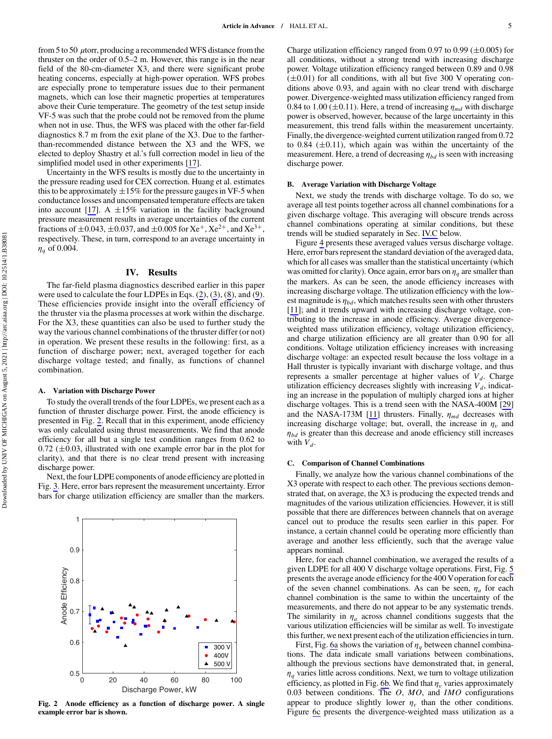from 5 to 50 μtorr, producing a recommended WFS distance from the thruster on the order of 0.5–2 m. However, this range is in the near field of the 80-cm-diameter X3, and there were significant probe heating concerns, especially at high-power operation. WFS probes are especially prone to temperature issues due to their permanent magnets, which can lose their magnetic properties at temperatures above their Curie temperature. The geometry of the test setup inside VF-5 was such that the probe could not be removed from the plume when not in use. Thus, the WFS was placed with the other far-field diagnostics 8.7 m from the exit plane of the X3. Due to the farther-than-recommended distance between the X3 and the WFS, we elected to deploy Shastry et al.'s full correction model in lieu of the simplified model used in other experiments [17].

Uncertainty in the WFS results is mostly due to the uncertainty in the pressure reading used for CEX correction. Huang et al. estimates this to be approximately ±15% for the pressure gauges in VF-5 when conductance losses and uncompensated temperature effects are taken into account [17]. A ±15% variation in the facility background pressure measurement results in average uncertainties of the current fractions of ±0.043, ±0.037, and ±0.005 for $Xe^{+}$, $Xe^{2+}$, and $Xe^{3+}$, respectively. These, in turn, correspond to an average uncertainty in $\eta_q$ of 0.004.

## IV. Results

The far-field plasma diagnostics described earlier in this paper were used to calculate the four LDPEs in Eqs. (2), (3), (8), and (9). These efficiencies provide insight into the overall efficiency of the thruster via the plasma processes at work within the discharge. For the X3, these quantities can also be used to further study the way the various channel combinations of the thruster differ (or not) in operation. We present these results in the following: first, as a function of discharge power; next, averaged together for each discharge voltage tested; and finally, as functions of channel combination.

### A. Variation with Discharge Power

To study the overall trends of the four LDPEs, we present each as a function of thruster discharge power. First, the anode efficiency is presented in Fig. 2. Recall that in this experiment, anode efficiency was only calculated using thrust measurements. We find that anode efficiency for all but a single test condition ranges from 0.62 to 0.72 (±0.03, illustrated with one example error bar in the plot for clarity), and that there is no clear trend present with increasing discharge power.

Next, the four LDPE components of anode efficiency are plotted in Fig. 3. Here, error bars represent the measurement uncertainty. Error bars for charge utilization efficiency are smaller than the markers.

**Fig. 2 Anode efficiency as a function of discharge power. A single example error bar is shown.**

Charge utilization efficiency ranged from 0.97 to 0.99 (±0.005) for all conditions, without a strong trend with increasing discharge power. Voltage utilization efficiency ranged between 0.89 and 0.98 (±0.01) for all conditions, with all but five 300 V operating conditions above 0.93, and again with no clear trend with discharge power. Divergence-weighted mass utilization efficiency ranged from 0.84 to 1.00 (±0.11). Here, a trend of increasing $\eta_{md}$ with discharge power is observed, however, because of the large uncertainty in this measurement, this trend falls within the measurement uncertainty. Finally, the divergence-weighted current utilization ranged from 0.72 to 0.84 (±0.11), which again was within the uncertainty of the measurement. Here, a trend of decreasing $\eta_{bd}$ is seen with increasing discharge power.

### B. Average Variation with Discharge Voltage

Next, we study the trends with discharge voltage. To do so, we average all test points together across all channel combinations for a given discharge voltage. This averaging will obscure trends across channel combinations operating at similar conditions, but these trends will be studied separately in Sec. IV.C below.

Figure 4 presents these averaged values versus discharge voltage. Here, error bars represent the standard deviation of the averaged data, which for all cases was smaller than the statistical uncertainty (which was omitted for clarity). Once again, error bars on $\eta_q$ are smaller than the markers. As can be seen, the anode efficiency increases with increasing discharge voltage. The utilization efficiency with the lowest magnitude is $\eta_{bd}$, which matches results seen with other thrusters [11]; and it trends upward with increasing discharge voltage, contributing to the increase in anode efficiency. Average divergence-weighted mass utilization efficiency, voltage utilization efficiency, and charge utilization efficiency are all greater than 0.90 for all conditions. Voltage utilization efficiency increases with increasing discharge voltage: an expected result because the loss voltage in a Hall thruster is typically invariant with discharge voltage, and thus represents a smaller percentage at higher values of $V_d$. Charge utilization efficiency decreases slightly with increasing $V_d$, indicating an increase in the population of multiply charged ions at higher discharge voltages. This is a trend seen with the NASA-400M [29] and the NASA-173M [11] thrusters. Finally, $\eta_{md}$ decreases with increasing discharge voltage; but, overall, the increase in $\eta_v$ and $\eta_{bd}$ is greater than this decrease and anode efficiency still increases with $V_d$.

### C. Comparison of Channel Combinations

Finally, we analyze how the various channel combinations of the X3 operate with respect to each other. The previous sections demonstrated that, on average, the X3 is producing the expected trends and magnitudes of the various utilization efficiencies. However, it is still possible that there are differences between channels that on average cancel out to produce the results seen earlier in this paper. For instance, a certain channel could be operating more efficiently than average and another less efficiently, such that the average value appears nominal.

Here, for each channel combination, we averaged the results of a given LDPE for all 400 V discharge voltage operations. First, Fig. 5 presents the average anode efficiency for the 400 V operation for each of the seven channel combinations. As can be seen, $\eta_a$ for each channel combination is the same to within the uncertainty of the measurements, and there do not appear to be any systematic trends. The similarity in $\eta_a$ across channel conditions suggests that the various utilization efficiencies will be similar as well. To investigate this further, we next present each of the utilization efficiencies in turn.

First, Fig. 6a shows the variation of $\eta_q$ between channel combinations. The data indicate small variations between combinations, although the previous sections have demonstrated that, in general, $\eta_q$ varies little across conditions. Next, we turn to voltage utilization efficiency, as plotted in Fig. 6b. We find that $\eta_v$ varies approximately 0.03 between conditions. The *O*, *MO*, and *IMO* configurations appear to produce slightly lower $\eta_v$ than the other conditions. Figure 6c presents the divergence-weighted mass utilization as a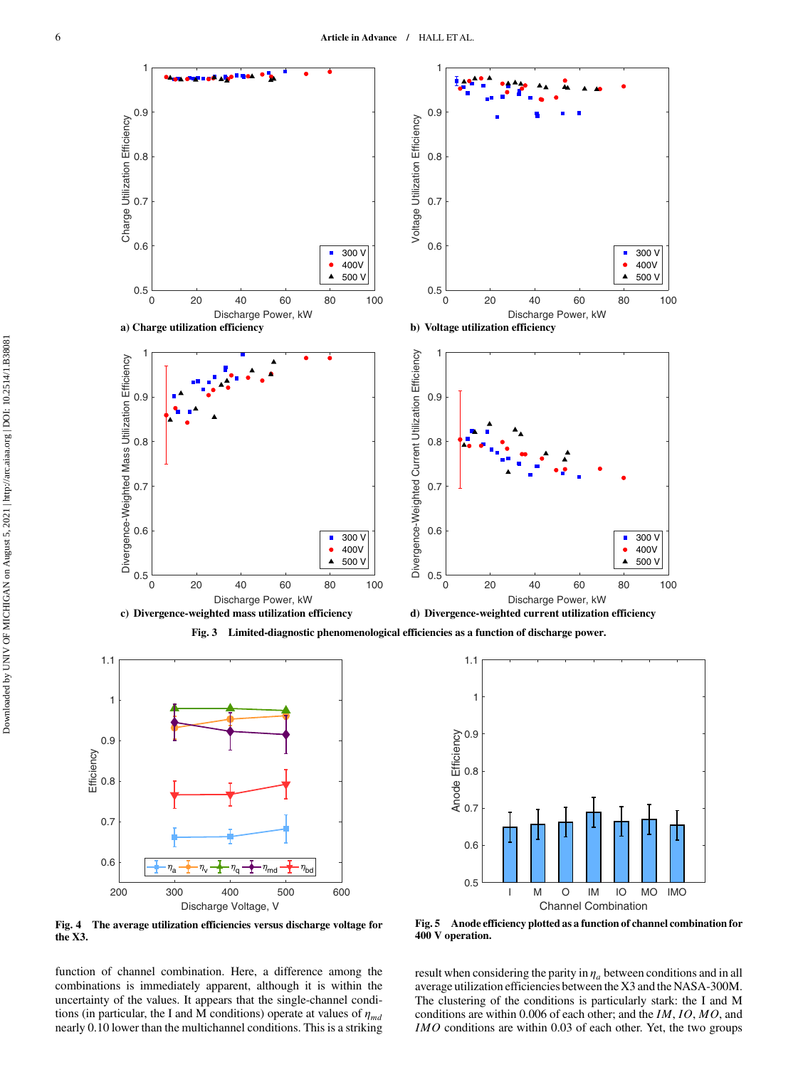a) Charge utilization efficiency

b) Voltage utilization efficiency

c) Divergence-weighted mass utilization efficiency

d) Divergence-weighted current utilization efficiency

**Fig. 3 Limited-diagnostic phenomenological efficiencies as a function of discharge power.**

**Fig. 4 The average utilization efficiencies versus discharge voltage for the X3.**

**Fig. 5 Anode efficiency plotted as a function of channel combination for 400 V operation.**

function of channel combination. Here, a difference among the combinations is immediately apparent, although it is within the uncertainty of the values. It appears that the single-channel conditions (in particular, the I and M conditions) operate at values of $\eta_{md}$ nearly 0.10 lower than the multichannel conditions. This is a striking result when considering the parity in $\eta_a$ between conditions and in all average utilization efficiencies between the X3 and the NASA-300M. The clustering of the conditions is particularly stark: the I and M conditions are within 0.006 of each other; and the *IM*, *IO*, *MO*, and *IMO* conditions are within 0.03 of each other. Yet, the two groups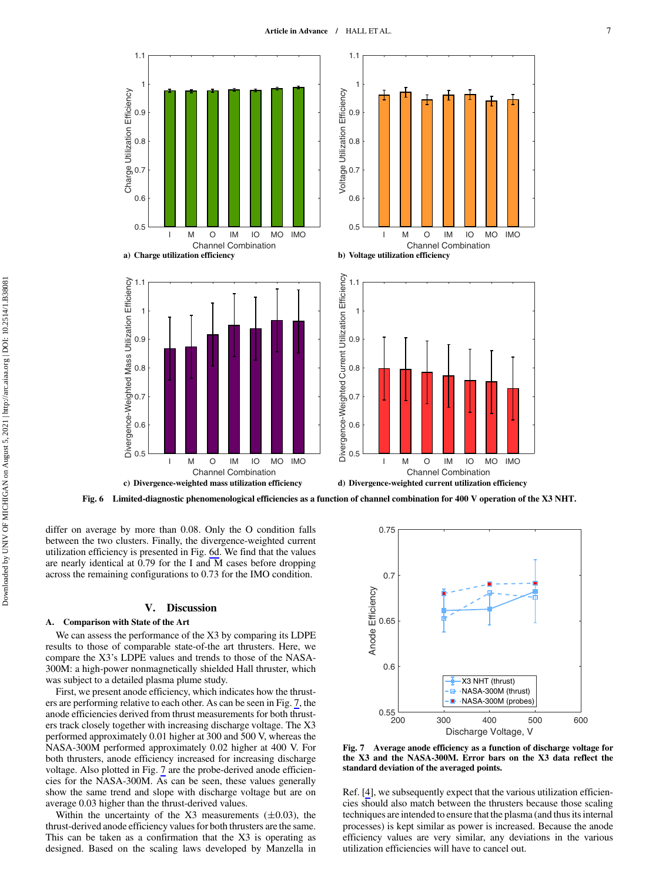Fig. 6 Limited-diagnostic phenomenological efficiencies as a function of channel combination for 400 V operation of the X3 NHT.

a) Charge utilization efficiency

b) Voltage utilization efficiency

c) Divergence-weighted mass utilization efficiency

d) Divergence-weighted current utilization efficiency

differ on average by more than 0.08. Only the O condition falls between the two clusters. Finally, the divergence-weighted current utilization efficiency is presented in Fig. 6d. We find that the values are nearly identical at 0.79 for the I and M cases before dropping across the remaining configurations to 0.73 for the IMO condition.

## V. Discussion

### A. Comparison with State of the Art

We can assess the performance of the X3 by comparing its LDPE results to those of comparable state-of-the art thrusters. Here, we compare the X3's LDPE values and trends to those of the NASA-300M: a high-power nonmagnetically shielded Hall thruster, which was subject to a detailed plasma plume study.

First, we present anode efficiency, which indicates how the thrusters are performing relative to each other. As can be seen in Fig. 7, the anode efficiencies derived from thrust measurements for both thrusters track closely together with increasing discharge voltage. The X3 performed approximately 0.01 higher at 300 and 500 V, whereas the NASA-300M performed approximately 0.02 higher at 400 V. For both thrusters, anode efficiency increased for increasing discharge voltage. Also plotted in Fig. 7 are the probe-derived anode efficiencies for the NASA-300M. As can be seen, these values generally show the same trend and slope with discharge voltage but are on average 0.03 higher than the thrust-derived values.

Within the uncertainty of the X3 measurements ($\pm 0.03$), the thrust-derived anode efficiency values for both thrusters are the same. This can be taken as a confirmation that the X3 is operating as designed. Based on the scaling laws developed by Manzella in Ref. [4], we subsequently expect that the various utilization efficiencies should also match between the thrusters because those scaling techniques are intended to ensure that the plasma (and thus its internal processes) is kept similar as power is increased. Because the anode efficiency values are very similar, any deviations in the various utilization efficiencies will have to cancel out.

Fig. 7 Average anode efficiency as a function of discharge voltage for the X3 and the NASA-300M. Error bars on the X3 data reflect the standard deviation of the averaged points.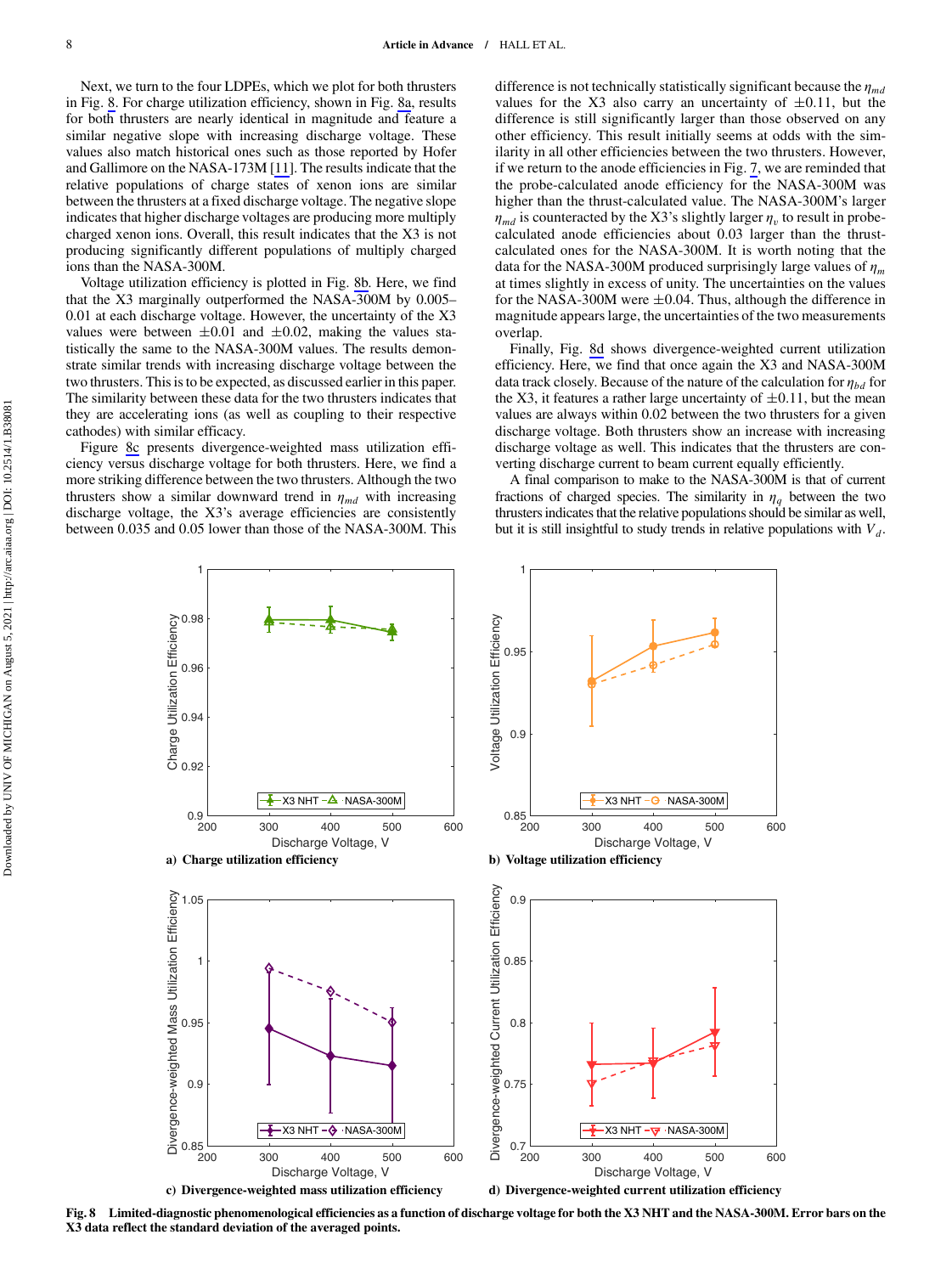Next, we turn to the four LDPEs, which we plot for both thrusters in Fig. 8. For charge utilization efficiency, shown in Fig. 8a, results for both thrusters are nearly identical in magnitude and feature a similar negative slope with increasing discharge voltage. These values also match historical ones such as those reported by Hofer and Gallimore on the NASA-173M [11]. The results indicate that the relative populations of charge states of xenon ions are similar between the thrusters at a fixed discharge voltage. The negative slope indicates that higher discharge voltages are producing more multiply charged xenon ions. Overall, this result indicates that the X3 is not producing significantly different populations of multiply charged ions than the NASA-300M.

Voltage utilization efficiency is plotted in Fig. 8b. Here, we find that the X3 marginally outperformed the NASA-300M by 0.005–0.01 at each discharge voltage. However, the uncertainty of the X3 values were between $\pm 0.01$ and $\pm 0.02$, making the values statistically the same to the NASA-300M values. The results demonstrate similar trends with increasing discharge voltage between the two thrusters. This is to be expected, as discussed earlier in this paper. The similarity between these data for the two thrusters indicates that they are accelerating ions (as well as coupling to their respective cathodes) with similar efficacy.

Figure 8c presents divergence-weighted mass utilization efficiency versus discharge voltage for both thrusters. Here, we find a more striking difference between the two thrusters. Although the two thrusters show a similar downward trend in $\eta_{md}$ with increasing discharge voltage, the X3's average efficiencies are consistently between 0.035 and 0.05 lower than those of the NASA-300M. This difference is not technically statistically significant because the $\eta_{md}$ values for the X3 also carry an uncertainty of $\pm 0.11$, but the difference is still significantly larger than those observed on any other efficiency. This result initially seems at odds with the similarity in all other efficiencies between the two thrusters. However, if we return to the anode efficiencies in Fig. 7, we are reminded that the probe-calculated anode efficiency for the NASA-300M was higher than the thrust-calculated value. The NASA-300M's larger $\eta_{md}$ is counteracted by the X3's slightly larger $\eta_v$ to result in probe-calculated anode efficiencies about 0.03 larger than the thrust-calculated ones for the NASA-300M. It is worth noting that the data for the NASA-300M produced surprisingly large values of $\eta_m$ at times slightly in excess of unity. The uncertainties on the values for the NASA-300M were $\pm 0.04$. Thus, although the difference in magnitude appears large, the uncertainties of the two measurements overlap.

Finally, Fig. 8d shows divergence-weighted current utilization efficiency. Here, we find that once again the X3 and NASA-300M data track closely. Because of the nature of the calculation for $\eta_{bd}$ for the X3, it features a rather large uncertainty of $\pm 0.11$, but the mean values are always within 0.02 between the two thrusters for a given discharge voltage. Both thrusters show an increase with increasing discharge voltage as well. This indicates that the thrusters are converting discharge current to beam current equally efficiently.

A final comparison to make to the NASA-300M is that of current fractions of charged species. The similarity in $\eta_q$ between the two thrusters indicates that the relative populations should be similar as well, but it is still insightful to study trends in relative populations with $V_d$.

a) Charge utilization efficiency

b) Voltage utilization efficiency

c) Divergence-weighted mass utilization efficiency

d) Divergence-weighted current utilization efficiency

**Fig. 8 Limited-diagnostic phenomenological efficiencies as a function of discharge voltage for both the X3 NHT and the NASA-300M. Error bars on the X3 data reflect the standard deviation of the averaged points.**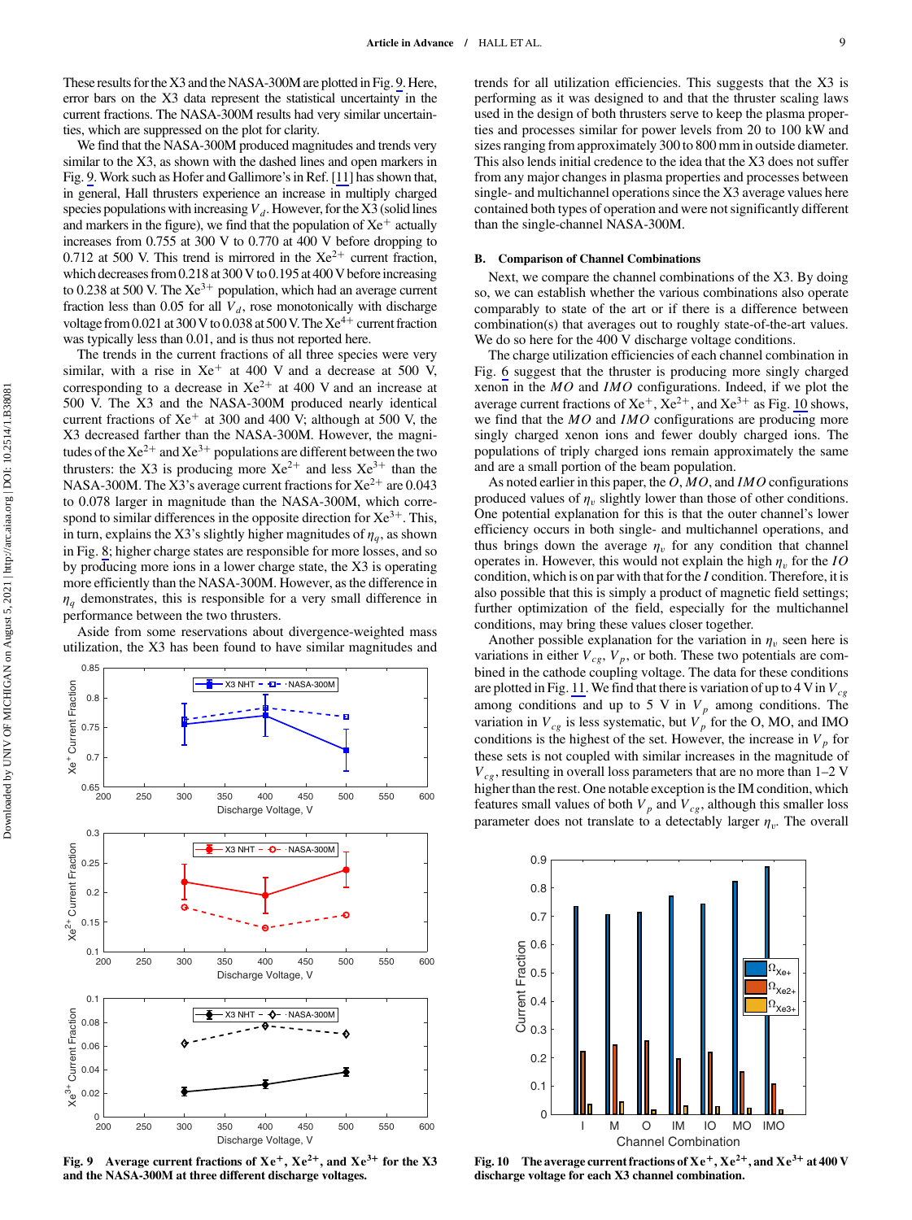These results for the X3 and the NASA-300M are plotted in Fig. 9. Here, error bars on the X3 data represent the statistical uncertainty in the current fractions. The NASA-300M results had very similar uncertainties, which are suppressed on the plot for clarity.

We find that the NASA-300M produced magnitudes and trends very similar to the X3, as shown with the dashed lines and open markers in Fig. 9. Work such as Hofer and Gallimore's in Ref. [11] has shown that, in general, Hall thrusters experience an increase in multiply charged species populations with increasing $V_d$. However, for the X3 (solid lines and markers in the figure), we find that the population of $Xe^+$ actually increases from 0.755 at 300 V to 0.770 at 400 V before dropping to 0.712 at 500 V. This trend is mirrored in the $Xe^{2+}$ current fraction, which decreases from 0.218 at 300 V to 0.195 at 400 V before increasing to 0.238 at 500 V. The $Xe^{3+}$ population, which had an average current fraction less than 0.05 for all $V_d$, rose monotonically with discharge voltage from 0.021 at 300 V to 0.038 at 500 V. The $Xe^{4+}$ current fraction was typically less than 0.01, and is thus not reported here.

The trends in the current fractions of all three species were very similar, with a rise in $Xe^+$ at 400 V and a decrease at 500 V, corresponding to a decrease in $Xe^{2+}$ at 400 V and an increase at 500 V. The X3 and the NASA-300M produced nearly identical current fractions of $Xe^+$ at 300 and 400 V; although at 500 V, the X3 decreased farther than the NASA-300M. However, the magnitudes of the $Xe^{2+}$ and $Xe^{3+}$ populations are different between the two thrusters: the X3 is producing more $Xe^{2+}$ and less $Xe^{3+}$ than the NASA-300M. The X3's average current fractions for $Xe^{2+}$ are 0.043 to 0.078 larger in magnitude than the NASA-300M, which correspond to similar differences in the opposite direction for $Xe^{3+}$. This, in turn, explains the X3's slightly higher magnitudes of $\eta_q$, as shown in Fig. 8; higher charge states are responsible for more losses, and so by producing more ions in a lower charge state, the X3 is operating more efficiently than the NASA-300M. However, as the difference in $\eta_q$ demonstrates, this is responsible for a very small difference in performance between the two thrusters.

Aside from some reservations about divergence-weighted mass utilization, the X3 has been found to have similar magnitudes and trends for all utilization efficiencies. This suggests that the X3 is performing as it was designed to and that the thruster scaling laws used in the design of both thrusters serve to keep the plasma properties and processes similar for power levels from 20 to 100 kW and sizes ranging from approximately 300 to 800 mm in outside diameter. This also lends initial credence to the idea that the X3 does not suffer from any major changes in plasma properties and processes between single- and multichannel operations since the X3 average values here contained both types of operation and were not significantly different than the single-channel NASA-300M.

Fig. 9 Average current fractions of $Xe^+$, $Xe^{2+}$, and $Xe^{3+}$ for the X3 and the NASA-300M at three different discharge voltages.

### B. Comparison of Channel Combinations

Next, we compare the channel combinations of the X3. By doing so, we can establish whether the various combinations also operate comparably to state of the art or if there is a difference between combination(s) that averages out to roughly state-of-the-art values. We do so here for the 400 V discharge voltage conditions.

The charge utilization efficiencies of each channel combination in Fig. 6 suggest that the thruster is producing more singly charged xenon in the *MO* and *IMO* configurations. Indeed, if we plot the average current fractions of $Xe^+$, $Xe^{2+}$, and $Xe^{3+}$ as Fig. 10 shows, we find that the *MO* and *IMO* configurations are producing more singly charged xenon ions and fewer doubly charged ions. The populations of triply charged ions remain approximately the same and are a small portion of the beam population.

As noted earlier in this paper, the *O*, *MO*, and *IMO* configurations produced values of $\eta_v$ slightly lower than those of other conditions. One potential explanation for this is that the outer channel's lower efficiency occurs in both single- and multichannel operations, and thus brings down the average $\eta_v$ for any condition that channel operates in. However, this would not explain the high $\eta_v$ for the *IO* condition, which is on par with that for the *I* condition. Therefore, it is also possible that this is simply a product of magnetic field settings; further optimization of the field, especially for the multichannel conditions, may bring these values closer together.

Another possible explanation for the variation in $\eta_v$ seen here is variations in either $V_{cg}$, $V_p$, or both. These two potentials are combined in the cathode coupling voltage. The data for these conditions are plotted in Fig. 11. We find that there is variation of up to 4 V in $V_{cg}$ among conditions and up to 5 V in $V_p$ among conditions. The variation in $V_{cg}$ is less systematic, but $V_p$ for the O, MO, and IMO conditions is the highest of the set. However, the increase in $V_p$ for these sets is not coupled with similar increases in the magnitude of $V_{cg}$, resulting in overall loss parameters that are no more than 1–2 V higher than the rest. One notable exception is the IM condition, which features small values of both $V_p$ and $V_{cg}$, although this smaller loss parameter does not translate to a detectably larger $\eta_v$. The overall

Fig. 10 The average current fractions of $Xe^+$, $Xe^{2+}$, and $Xe^{3+}$ at 400 V discharge voltage for each X3 channel combination.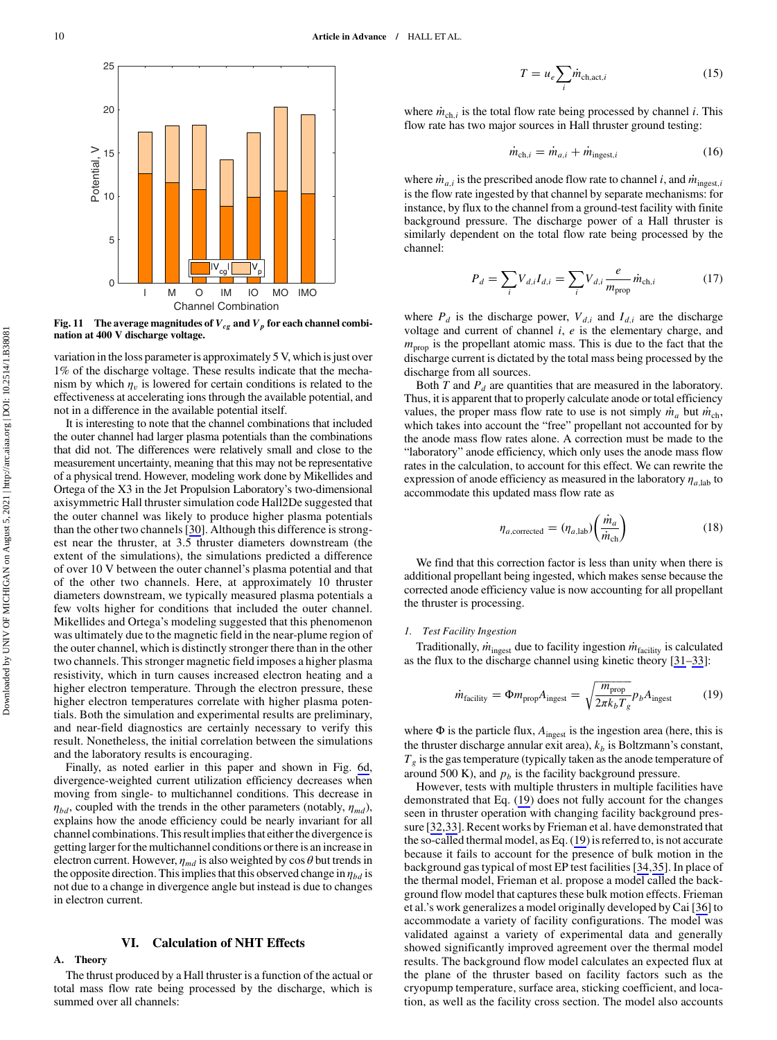Fig. 11 The average magnitudes of $V_{cg}$ and $V_p$ for each channel combination at 400 V discharge voltage.

variation in the loss parameter is approximately 5 V, which is just over 1% of the discharge voltage. These results indicate that the mechanism by which $\eta_v$ is lowered for certain conditions is related to the effectiveness at accelerating ions through the available potential, and not in a difference in the available potential itself.

It is interesting to note that the channel combinations that included the outer channel had larger plasma potentials than the combinations that did not. The differences were relatively small and close to the measurement uncertainty, meaning that this may not be representative of a physical trend. However, modeling work done by Mikellides and Ortega of the X3 in the Jet Propulsion Laboratory's two-dimensional axisymmetric Hall thruster simulation code Hall2De suggested that the outer channel was likely to produce higher plasma potentials than the other two channels [30]. Although this difference is strongest near the thruster, at 3.5 thruster diameters downstream (the extent of the simulations), the simulations predicted a difference of over 10 V between the outer channel's plasma potential and that of the other two channels. Here, at approximately 10 thruster diameters downstream, we typically measured plasma potentials a few volts higher for conditions that included the outer channel. Mikellides and Ortega's modeling suggested that this phenomenon was ultimately due to the magnetic field in the near-plume region of the outer channel, which is distinctly stronger there than in the other two channels. This stronger magnetic field imposes a higher plasma resistivity, which in turn causes increased electron heating and a higher electron temperature. Through the electron pressure, these higher electron temperatures correlate with higher plasma potentials. Both the simulation and experimental results are preliminary, and near-field diagnostics are certainly necessary to verify this result. Nonetheless, the initial correlation between the simulations and the laboratory results is encouraging.

Finally, as noted earlier in this paper and shown in Fig. 6d, divergence-weighted current utilization efficiency decreases when moving from single- to multichannel conditions. This decrease in $\eta_{bd}$, coupled with the trends in the other parameters (notably, $\eta_{md}$), explains how the anode efficiency could be nearly invariant for all channel combinations. This result implies that either the divergence is getting larger for the multichannel conditions or there is an increase in electron current. However, $\eta_{md}$ is also weighted by $\cos\theta$ but trends in the opposite direction. This implies that this observed change in $\eta_{bd}$ is not due to a change in divergence angle but instead is due to changes in electron current.

## VI. Calculation of NHT Effects

### A. Theory

The thrust produced by a Hall thruster is a function of the actual or total mass flow rate being processed by the discharge, which is summed over all channels:

$$T = u_e \sum_i \dot{m}_{\mathrm{ch,act},i} \tag{15}$$

where $\dot{m}_{\mathrm{ch},i}$ is the total flow rate being processed by channel $i$. This flow rate has two major sources in Hall thruster ground testing:

$$\dot{m}_{\mathrm{ch},i} = \dot{m}_{a,i} + \dot{m}_{\mathrm{ingest},i} \tag{16}$$

where $\dot{m}_{a,i}$ is the prescribed anode flow rate to channel $i$, and $\dot{m}_{\mathrm{ingest},i}$ is the flow rate ingested by that channel by separate mechanisms: for instance, by flux to the channel from a ground-test facility with finite background pressure. The discharge power of a Hall thruster is similarly dependent on the total flow rate being processed by the channel:

$$P_d = \sum_i V_{d,i} I_{d,i} = \sum_i V_{d,i} \frac{e}{m_{\mathrm{prop}}} \dot{m}_{\mathrm{ch},i} \tag{17}$$

where $P_d$ is the discharge power, $V_{d,i}$ and $I_{d,i}$ are the discharge voltage and current of channel $i$, $e$ is the elementary charge, and $m_{\mathrm{prop}}$ is the propellant atomic mass. This is due to the fact that the discharge current is dictated by the total mass being processed by the discharge from all sources.

Both $T$ and $P_d$ are quantities that are measured in the laboratory. Thus, it is apparent that to properly calculate anode or total efficiency values, the proper mass flow rate to use is not simply $\dot{m}_a$ but $\dot{m}_{\mathrm{ch}}$, which takes into account the "free" propellant not accounted for by the anode mass flow rates alone. A correction must be made to the "laboratory" anode efficiency, which only uses the anode mass flow rates in the calculation, to account for this effect. We can rewrite the expression of anode efficiency as measured in the laboratory $\eta_{a,\mathrm{lab}}$ to accommodate this updated mass flow rate as

$$\eta_{a,\mathrm{corrected}} = (\eta_{a,\mathrm{lab}}) \left( \frac{\dot{m}_a}{\dot{m}_{\mathrm{ch}}} \right) \tag{18}$$

We find that this correction factor is less than unity when there is additional propellant being ingested, which makes sense because the corrected anode efficiency value is now accounting for all propellant the thruster is processing.

#### 1. Test Facility Ingestion

Traditionally, $\dot{m}_{\mathrm{ingest}}$ due to facility ingestion $\dot{m}_{\mathrm{facility}}$ is calculated as the flux to the discharge channel using kinetic theory [31–33]:

$$\dot{m}_{\mathrm{facility}} = \Phi m_{\mathrm{prop}} A_{\mathrm{ingest}} = \sqrt{\frac{m_{\mathrm{prop}}}{2\pi k_b T_g}} p_b A_{\mathrm{ingest}} \tag{19}$$

where $\Phi$ is the particle flux, $A_{\mathrm{ingest}}$ is the ingestion area (here, this is the thruster discharge annular exit area), $k_b$ is Boltzmann's constant, $T_g$ is the gas temperature (typically taken as the anode temperature of around 500 K), and $p_b$ is the facility background pressure.

However, tests with multiple thrusters in multiple facilities have demonstrated that Eq. (19) does not fully account for the changes seen in thruster operation with changing facility background pressure [32,33]. Recent works by Frieman et al. have demonstrated that the so-called thermal model, as Eq. (19) is referred to, is not accurate because it fails to account for the presence of bulk motion in the background gas typical of most EP test facilities [34,35]. In place of the thermal model, Frieman et al. propose a model called the background flow model that captures these bulk motion effects. Frieman et al.'s work generalizes a model originally developed by Cai [36] to accommodate a variety of facility configurations. The model was validated against a variety of experimental data and generally showed significantly improved agreement over the thermal model results. The background flow model calculates an expected flux at the plane of the thruster based on facility factors such as the cryopump temperature, surface area, sticking coefficient, and location, as well as the facility cross section. The model also accounts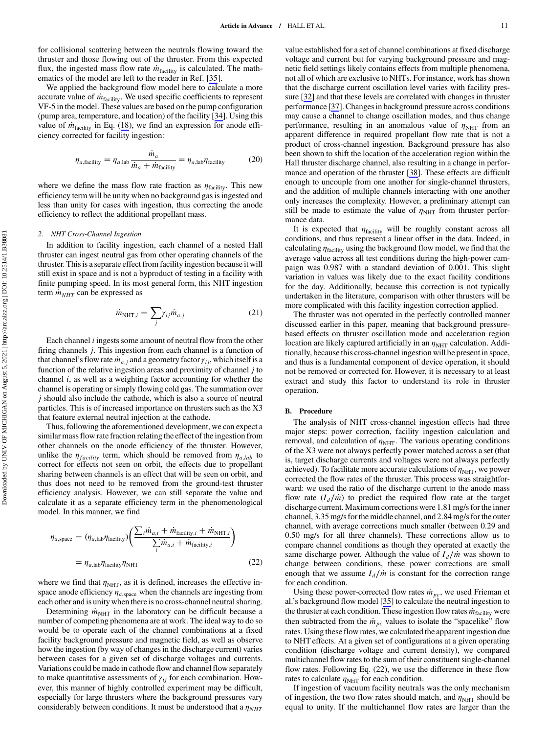for collisional scattering between the neutrals flowing toward the thruster and those flowing out of the thruster. From this expected flux, the ingested mass flow rate $\dot{m}_{\text{facility}}$ is calculated. The mathematics of the model are left to the reader in Ref. [35].

We applied the background flow model here to calculate a more accurate value of $\dot{m}_{\text{facility}}$. We used specific coefficients to represent VF-5 in the model. These values are based on the pump configuration (pump area, temperature, and location) of the facility [34]. Using this value of $\dot{m}_{\text{facility}}$ in Eq. (18), we find an expression for anode efficiency corrected for facility ingestion:

$$\eta_{a,\text{facility}} = \eta_{a,\text{lab}} \frac{\dot{m}_a}{\dot{m}_a + \dot{m}_{\text{facility}}} = \eta_{a,\text{lab}} \eta_{\text{facility}} \tag{20}$$

where we define the mass flow rate fraction as $\eta_{\text{facility}}$. This new efficiency term will be unity when no background gas is ingested and less than unity for cases with ingestion, thus correcting the anode efficiency to reflect the additional propellant mass.

#### 2. NHT Cross-Channel Ingestion

In addition to facility ingestion, each channel of a nested Hall thruster can ingest neutral gas from other operating channels of the thruster. This is a separate effect from facility ingestion because it will still exist in space and is not a byproduct of testing in a facility with finite pumping speed. In its most general form, this NHT ingestion term $\dot{m}_{NHT}$ can be expressed as

$$\dot{m}_{\text{NHT},i} = \sum_j \gamma_{ij} \dot{m}_{a,j} \tag{21}$$

Each channel $i$ ingests some amount of neutral flow from the other firing channels $j$. This ingestion from each channel is a function of that channel's flow rate $\dot{m}_{a,j}$ and a geometry factor $\gamma_{ij}$, which itself is a function of the relative ingestion areas and proximity of channel $j$ to channel $i$, as well as a weighting factor accounting for whether the channel is operating or simply flowing cold gas. The summation over $j$ should also include the cathode, which is also a source of neutral particles. This is of increased importance on thrusters such as the X3 that feature external neutral injection at the cathode.

Thus, following the aforementioned development, we can expect a similar mass flow rate fraction relating the effect of the ingestion from other channels on the anode efficiency of the thruster. However, unlike the $\eta_{facility}$ term, which should be removed from $\eta_{a,lab}$ to correct for effects not seen on orbit, the effects due to propellant sharing between channels is an effect that will be seen on orbit, and thus does not need to be removed from the ground-test thruster efficiency analysis. However, we can still separate the value and calculate it as a separate efficiency term in the phenomenological model. In this manner, we find

$$\eta_{a,\text{space}} = (\eta_{a,\text{lab}} \eta_{\text{facility}}) \left( \frac{\sum_i \dot{m}_{a,i} + \dot{m}_{\text{facility},i} + \dot{m}_{\text{NHT},i}}{\sum_i \dot{m}_{a,i} + \dot{m}_{\text{facility},i}} \right)$$
$$= \eta_{a,\text{lab}} \eta_{\text{facility}} \eta_{\text{NHT}} \tag{22}$$

where we find that $\eta_{\text{NHT}}$, as it is defined, increases the effective in-space anode efficiency $\eta_{a,\text{space}}$ when the channels are ingesting from each other and is unity when there is no cross-channel neutral sharing.

Determining $\dot{m}_{\text{NHT}}$ in the laboratory can be difficult because a number of competing phenomena are at work. The ideal way to do so would be to operate each of the channel combinations at a fixed facility background pressure and magnetic field, as well as observe how the ingestion (by way of changes in the discharge current) varies between cases for a given set of discharge voltages and currents. Variations could be made in cathode flow and channel flow separately to make quantitative assessments of $\gamma_{ij}$ for each combination. However, this manner of highly controlled experiment may be difficult, especially for large thrusters where the background pressures vary considerably between conditions. It must be understood that a $\eta_{NHT}$ value established for a set of channel combinations at fixed discharge voltage and current but for varying background pressure and magnetic field settings likely contains effects from multiple phenomena, not all of which are exclusive to NHTs. For instance, work has shown that the discharge current oscillation level varies with facility pressure [32] and that these levels are correlated with changes in thruster performance [37]. Changes in background pressure across conditions may cause a channel to change oscillation modes, and thus change performance, resulting in an anomalous value of $\eta_{\text{NHT}}$ from an apparent difference in required propellant flow rate that is not a product of cross-channel ingestion. Background pressure has also been shown to shift the location of the acceleration region within the Hall thruster discharge channel, also resulting in a change in performance and operation of the thruster [38]. These effects are difficult enough to uncouple from one another for single-channel thrusters, and the addition of multiple channels interacting with one another only increases the complexity. However, a preliminary attempt can still be made to estimate the value of $\eta_{\text{NHT}}$ from thruster performance data.

It is expected that $\eta_{\text{facility}}$ will be roughly constant across all conditions, and thus represent a linear offset in the data. Indeed, in calculating $\eta_{\text{facility}}$ using the background flow model, we find that the average value across all test conditions during the high-power campaign was 0.987 with a standard deviation of 0.001. This slight variation in values was likely due to the exact facility conditions for the day. Additionally, because this correction is not typically undertaken in the literature, comparison with other thrusters will be more complicated with this facility ingestion correction applied.

The thruster was not operated in the perfectly controlled manner discussed earlier in this paper, meaning that background pressure-based effects on thruster oscillation mode and acceleration region location are likely captured artificially in an $\eta_{\text{NHT}}$ calculation. Additionally, because this cross-channel ingestion will be present in space, and thus is a fundamental component of device operation, it should not be removed or corrected for. However, it is necessary to at least extract and study this factor to understand its role in thruster operation.

### B. Procedure

The analysis of NHT cross-channel ingestion effects had three major steps: power correction, facility ingestion calculation and removal, and calculation of $\eta_{\text{NHT}}$. The various operating conditions of the X3 were not always perfectly power matched across a set (that is, target discharge currents and voltages were not always perfectly achieved). To facilitate more accurate calculations of $\eta_{\text{NHT}}$, we power corrected the flow rates of the thruster. This process was straightforward: we used the ratio of the discharge current to the anode mass flow rate ($I_d/\dot{m}$) to predict the required flow rate at the target discharge current. Maximum corrections were 1.81 mg/s for the inner channel, 3.35 mg/s for the middle channel, and 2.84 mg/s for the outer channel, with average corrections much smaller (between 0.29 and 0.50 mg/s for all three channels). These corrections allow us to compare channel conditions as though they operated at exactly the same discharge power. Although the value of $I_d/\dot{m}$ was shown to change between conditions, these power corrections are small enough that we assume $I_d/\dot{m}$ is constant for the correction range for each condition.

Using these power-corrected flow rates $\dot{m}_{pc}$, we used Frieman et al.'s background flow model [35] to calculate the neutral ingestion to the thruster at each condition. These ingestion flow rates $\dot{m}_{\text{facility}}$ were then subtracted from the $\dot{m}_{pc}$ values to isolate the "spacelike" flow rates. Using these flow rates, we calculated the apparent ingestion due to NHT effects. At a given set of configurations at a given operating condition (discharge voltage and current density), we compared multichannel flow rates to the sum of their constituent single-channel flow rates. Following Eq. (22), we use the difference in these flow rates to calculate $\eta_{\text{NHT}}$ for each condition.

If ingestion of vacuum facility neutrals was the only mechanism of ingestion, the two flow rates should match, and $\eta_{\text{NHT}}$ should be equal to unity. If the multichannel flow rates are larger than the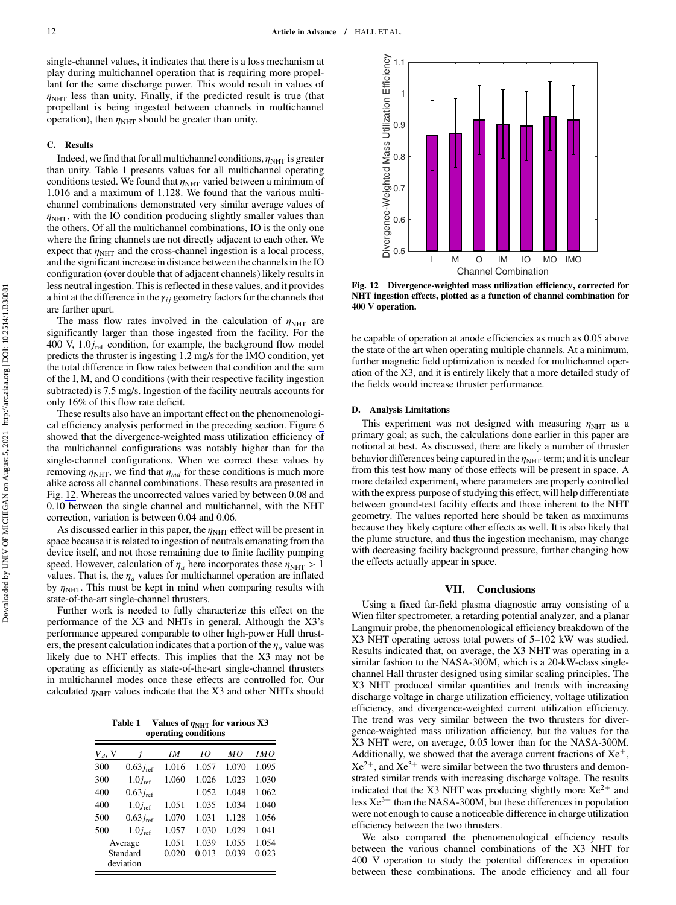single-channel values, it indicates that there is a loss mechanism at play during multichannel operation that is requiring more propellant for the same discharge power. This would result in values of $\eta_{\mathrm{NHT}}$ less than unity. Finally, if the predicted result is true (that propellant is being ingested between channels in multichannel operation), then $\eta_{\mathrm{NHT}}$ should be greater than unity.

### C. Results

Indeed, we find that for all multichannel conditions, $\eta_{\mathrm{NHT}}$ is greater than unity. Table 1 presents values for all multichannel operating conditions tested. We found that $\eta_{\mathrm{NHT}}$ varied between a minimum of 1.016 and a maximum of 1.128. We found that the various multichannel combinations demonstrated very similar average values of $\eta_{\mathrm{NHT}}$, with the IO condition producing slightly smaller values than the others. Of all the multichannel combinations, IO is the only one where the firing channels are not directly adjacent to each other. We expect that $\eta_{\mathrm{NHT}}$ and the cross-channel ingestion is a local process, and the significant increase in distance between the channels in the IO configuration (over double that of adjacent channels) likely results in less neutral ingestion. This is reflected in these values, and it provides a hint at the difference in the $\gamma_{ij}$ geometry factors for the channels that are farther apart.

The mass flow rates involved in the calculation of $\eta_{\mathrm{NHT}}$ are significantly larger than those ingested from the facility. For the 400 V, $1.0j_{\mathrm{ref}}$ condition, for example, the background flow model predicts the thruster is ingesting 1.2 mg/s for the IMO condition, yet the total difference in flow rates between that condition and the sum of the I, M, and O conditions (with their respective facility ingestion subtracted) is 7.5 mg/s. Ingestion of the facility neutrals accounts for only 16% of this flow rate deficit.

These results also have an important effect on the phenomenological efficiency analysis performed in the preceding section. Figure 6 showed that the divergence-weighted mass utilization efficiency of the multichannel configurations was notably higher than for the single-channel configurations. When we correct these values by removing $\eta_{\mathrm{NHT}}$, we find that $\eta_{md}$ for these conditions is much more alike across all channel combinations. These results are presented in Fig. 12. Whereas the uncorrected values varied by between 0.08 and 0.10 between the single channel and multichannel, with the NHT correction, variation is between 0.04 and 0.06.

As discussed earlier in this paper, the $\eta_{\mathrm{NHT}}$ effect will be present in space because it is related to ingestion of neutrals emanating from the device itself, and not those remaining due to finite facility pumping speed. However, calculation of $\eta_a$ here incorporates these $\eta_{\mathrm{NHT}} > 1$ values. That is, the $\eta_a$ values for multichannel operation are inflated by $\eta_{\mathrm{NHT}}$. This must be kept in mind when comparing results with state-of-the-art single-channel thrusters.

Further work is needed to fully characterize this effect on the performance of the X3 and NHTs in general. Although the X3's performance appeared comparable to other high-power Hall thrusters, the present calculation indicates that a portion of the $\eta_a$ value was likely due to NHT effects. This implies that the X3 may not be operating as efficiently as state-of-the-art single-channel thrusters in multichannel modes once these effects are controlled for. Our calculated $\eta_{\mathrm{NHT}}$ values indicate that the X3 and other NHTs should be capable of operation at anode efficiencies as much as 0.05 above the state of the art when operating multiple channels. At a minimum, further magnetic field optimization is needed for multichannel operation of the X3, and it is entirely likely that a more detailed study of the fields would increase thruster performance.

Table 1 Values of $\eta_{\mathrm{NHT}}$ for various X3 operating conditions

| $V_d$, V | $j$ | $IM$ | $IO$ | $MO$ | $IMO$ |
|---|---|---|---|---|---|
| 300 | $0.63j_{\mathrm{ref}}$ | 1.016 | 1.057 | 1.070 | 1.095 |
| 300 | $1.0j_{\mathrm{ref}}$ | 1.060 | 1.026 | 1.023 | 1.030 |
| 400 | $0.63j_{\mathrm{ref}}$ | —— | 1.052 | 1.048 | 1.062 |
| 400 | $1.0j_{\mathrm{ref}}$ | 1.051 | 1.035 | 1.034 | 1.040 |
| 500 | $0.63j_{\mathrm{ref}}$ | 1.070 | 1.031 | 1.128 | 1.056 |
| 500 | $1.0j_{\mathrm{ref}}$ | 1.057 | 1.030 | 1.029 | 1.041 |
| Average | | 1.051 | 1.039 | 1.055 | 1.054 |
| Standard deviation | | 0.020 | 0.013 | 0.039 | 0.023 |

Fig. 12 Divergence-weighted mass utilization efficiency, corrected for NHT ingestion effects, plotted as a function of channel combination for 400 V operation.

### D. Analysis Limitations

This experiment was not designed with measuring $\eta_{\mathrm{NHT}}$ as a primary goal; as such, the calculations done earlier in this paper are notional at best. As discussed, there are likely a number of thruster behavior differences being captured in the $\eta_{\mathrm{NHT}}$ term; and it is unclear from this test how many of those effects will be present in space. A more detailed experiment, where parameters are properly controlled with the express purpose of studying this effect, will help differentiate between ground-test facility effects and those inherent to the NHT geometry. The values reported here should be taken as maximums because they likely capture other effects as well. It is also likely that the plume structure, and thus the ingestion mechanism, may change with decreasing facility background pressure, further changing how the effects actually appear in space.

## VII. Conclusions

Using a fixed far-field plasma diagnostic array consisting of a Wien filter spectrometer, a retarding potential analyzer, and a planar Langmuir probe, the phenomenological efficiency breakdown of the X3 NHT operating across total powers of 5–102 kW was studied. Results indicated that, on average, the X3 NHT was operating in a similar fashion to the NASA-300M, which is a 20-kW-class single-channel Hall thruster designed using similar scaling principles. The X3 NHT produced similar quantities and trends with increasing discharge voltage in charge utilization efficiency, voltage utilization efficiency, and divergence-weighted current utilization efficiency. The trend was very similar between the two thrusters for divergence-weighted mass utilization efficiency, but the values for the X3 NHT were, on average, 0.05 lower than for the NASA-300M. Additionally, we showed that the average current fractions of $Xe^{+}$, $Xe^{2+}$, and $Xe^{3+}$ were similar between the two thrusters and demonstrated similar trends with increasing discharge voltage. The results indicated that the X3 NHT was producing slightly more $Xe^{2+}$ and less $Xe^{3+}$ than the NASA-300M, but these differences in population were not enough to cause a noticeable difference in charge utilization efficiency between the two thrusters.

We also compared the phenomenological efficiency results between the various channel combinations of the X3 NHT for 400 V operation to study the potential differences in operation between these combinations. The anode efficiency and all four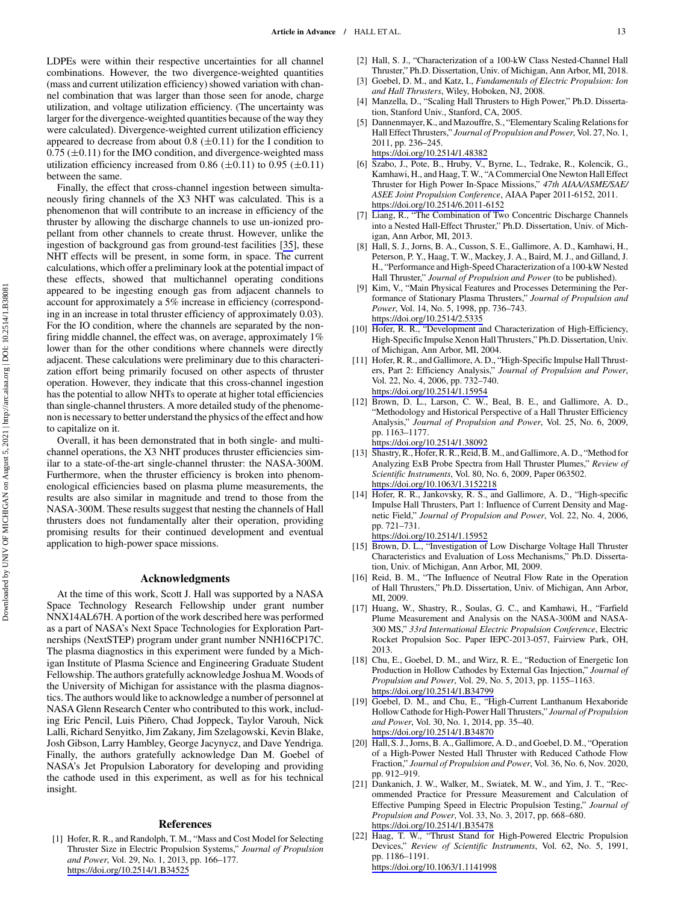LDPEs were within their respective uncertainties for all channel combinations. However, the two divergence-weighted quantities (mass and current utilization efficiency) showed variation with channel combination that was larger than those seen for anode, charge utilization, and voltage utilization efficiency. (The uncertainty was larger for the divergence-weighted quantities because of the way they were calculated). Divergence-weighted current utilization efficiency appeared to decrease from about 0.8 ($\pm 0.11$) for the I condition to 0.75 ($\pm 0.11$) for the IMO condition, and divergence-weighted mass utilization efficiency increased from 0.86 ($\pm 0.11$) to 0.95 ($\pm 0.11$) between the same.

Finally, the effect that cross-channel ingestion between simultaneously firing channels of the X3 NHT was calculated. This is a phenomenon that will contribute to an increase in efficiency of the thruster by allowing the discharge channels to use un-ionized propellant from other channels to create thrust. However, unlike the ingestion of background gas from ground-test facilities [35], these NHT effects will be present, in some form, in space. The current calculations, which offer a preliminary look at the potential impact of these effects, showed that multichannel operating conditions appeared to be ingesting enough gas from adjacent channels to account for approximately a 5% increase in efficiency (corresponding in an increase in total thruster efficiency of approximately 0.03). For the IO condition, where the channels are separated by the nonfiring middle channel, the effect was, on average, approximately 1% lower than for the other conditions where channels were directly adjacent. These calculations were preliminary due to this characterization effort being primarily focused on other aspects of thruster operation. However, they indicate that this cross-channel ingestion has the potential to allow NHTs to operate at higher total efficiencies than single-channel thrusters. A more detailed study of the phenomenon is necessary to better understand the physics of the effect and how to capitalize on it.

Overall, it has been demonstrated that in both single- and multichannel operations, the X3 NHT produces thruster efficiencies similar to a state-of-the-art single-channel thruster: the NASA-300M. Furthermore, when the thruster efficiency is broken into phenomenological efficiencies based on plasma plume measurements, the results are also similar in magnitude and trend to those from the NASA-300M. These results suggest that nesting the channels of Hall thrusters does not fundamentally alter their operation, providing promising results for their continued development and eventual application to high-power space missions.

## Acknowledgments

At the time of this work, Scott J. Hall was supported by a NASA Space Technology Research Fellowship under grant number NNX14AL67H. A portion of the work described here was performed as a part of NASA's Next Space Technologies for Exploration Partnerships (NextSTEP) program under grant number NNH16CP17C. The plasma diagnostics in this experiment were funded by a Michigan Institute of Plasma Science and Engineering Graduate Student Fellowship. The authors gratefully acknowledge Joshua M. Woods of the University of Michigan for assistance with the plasma diagnostics. The authors would like to acknowledge a number of personnel at NASA Glenn Research Center who contributed to this work, including Eric Pencil, Luis Piñero, Chad Joppeck, Taylor Varouh, Nick Lalli, Richard Senyitko, Jim Zakany, Jim Szelagowski, Kevin Blake, Josh Gibson, Larry Hambley, George Jacynycz, and Dave Yendriga. Finally, the authors gratefully acknowledge Dan M. Goebel of NASA's Jet Propulsion Laboratory for developing and providing the cathode used in this experiment, as well as for his technical insight.

## References

[1] Hofer, R. R., and Randolph, T. M., "Mass and Cost Model for Selecting Thruster Size in Electric Propulsion Systems," *Journal of Propulsion and Power*, Vol. 29, No. 1, 2013, pp. 166–177. https://doi.org/10.2514/1.B34525

[2] Hall, S. J., "Characterization of a 100-kW Class Nested-Channel Hall Thruster," Ph.D. Dissertation, Univ. of Michigan, Ann Arbor, MI, 2018.

[3] Goebel, D. M., and Katz, I., *Fundamentals of Electric Propulsion: Ion and Hall Thrusters*, Wiley, Hoboken, NJ, 2008.

[4] Manzella, D., "Scaling Hall Thrusters to High Power," Ph.D. Dissertation, Stanford Univ., Stanford, CA, 2005.

[5] Dannenmayer, K., and Mazouffre, S., "Elementary Scaling Relations for Hall Effect Thrusters," *Journal of Propulsion and Power*, Vol. 27, No. 1, 2011, pp. 236–245. https://doi.org/10.2514/1.48382

[6] Szabo, J., Pote, B., Hruby, V., Byrne, L., Tedrake, R., Kolencik, G., Kamhawi, H., and Haag, T. W., "A Commercial One Newton Hall Effect Thruster for High Power In-Space Missions," *47th AIAA/ASME/SAE/ASEE Joint Propulsion Conference*, AIAA Paper 2011-6152, 2011. https://doi.org/10.2514/6.2011-6152

[7] Liang, R., "The Combination of Two Concentric Discharge Channels into a Nested Hall-Effect Thruster," Ph.D. Dissertation, Univ. of Michigan, Ann Arbor, MI, 2013.

[8] Hall, S. J., Jorns, B. A., Cusson, S. E., Gallimore, A. D., Kamhawi, H., Peterson, P. Y., Haag, T. W., Mackey, J. A., Baird, M. J., and Gilland, J. H., "Performance and High-Speed Characterization of a 100-kW Nested Hall Thruster," *Journal of Propulsion and Power* (to be published).

[9] Kim, V., "Main Physical Features and Processes Determining the Performance of Stationary Plasma Thrusters," *Journal of Propulsion and Power*, Vol. 14, No. 5, 1998, pp. 736–743. https://doi.org/10.2514/2.5335

[10] Hofer, R. R., "Development and Characterization of High-Efficiency, High-Specific Impulse Xenon Hall Thrusters," Ph.D. Dissertation, Univ. of Michigan, Ann Arbor, MI, 2004.

[11] Hofer, R. R., and Gallimore, A. D., "High-Specific Impulse Hall Thrusters, Part 2: Efficiency Analysis," *Journal of Propulsion and Power*, Vol. 22, No. 4, 2006, pp. 732–740. https://doi.org/10.2514/1.15954

[12] Brown, D. L., Larson, C. W., Beal, B. E., and Gallimore, A. D., "Methodology and Historical Perspective of a Hall Thruster Efficiency Analysis," *Journal of Propulsion and Power*, Vol. 25, No. 6, 2009, pp. 1163–1177. https://doi.org/10.2514/1.38092

[13] Shastry, R., Hofer, R. R., Reid, B. M., and Gallimore, A. D., "Method for Analyzing ExB Probe Spectra from Hall Thruster Plumes," *Review of Scientific Instruments*, Vol. 80, No. 6, 2009, Paper 063502. https://doi.org/10.1063/1.3152218

[14] Hofer, R. R., Jankovsky, R. S., and Gallimore, A. D., "High-specific Impulse Hall Thrusters, Part 1: Influence of Current Density and Magnetic Field," *Journal of Propulsion and Power*, Vol. 22, No. 4, 2006, pp. 721–731. https://doi.org/10.2514/1.15952

[15] Brown, D. L., "Investigation of Low Discharge Voltage Hall Thruster Characteristics and Evaluation of Loss Mechanisms," Ph.D. Dissertation, Univ. of Michigan, Ann Arbor, MI, 2009.

[16] Reid, B. M., "The Influence of Neutral Flow Rate in the Operation of Hall Thrusters," Ph.D. Dissertation, Univ. of Michigan, Ann Arbor, MI, 2009.

[17] Huang, W., Shastry, R., Soulas, G. C., and Kamhawi, H., "Farfield Plume Measurement and Analysis on the NASA-300M and NASA-300 MS," *33rd International Electric Propulsion Conference*, Electric Rocket Propulsion Soc. Paper IEPC-2013-057, Fairview Park, OH, 2013.

[18] Chu, E., Goebel, D. M., and Wirz, R. E., "Reduction of Energetic Ion Production in Hollow Cathodes by External Gas Injection," *Journal of Propulsion and Power*, Vol. 29, No. 5, 2013, pp. 1155–1163. https://doi.org/10.2514/1.B34799

[19] Goebel, D. M., and Chu, E., "High-Current Lanthanum Hexaboride Hollow Cathode for High-Power Hall Thrusters," *Journal of Propulsion and Power*, Vol. 30, No. 1, 2014, pp. 35–40. https://doi.org/10.2514/1.B34870

[20] Hall, S. J., Jorns, B. A., Gallimore, A. D., and Goebel, D. M., "Operation of a High-Power Nested Hall Thruster with Reduced Cathode Flow Fraction," *Journal of Propulsion and Power*, Vol. 36, No. 6, Nov. 2020, pp. 912–919.

[21] Dankanich, J. W., Walker, M., Swiatek, M. W., and Yim, J. T., "Recommended Practice for Pressure Measurement and Calculation of Effective Pumping Speed in Electric Propulsion Testing," *Journal of Propulsion and Power*, Vol. 33, No. 3, 2017, pp. 668–680. https://doi.org/10.2514/1.B35478

[22] Haag, T. W., "Thrust Stand for High-Powered Electric Propulsion Devices," *Review of Scientific Instruments*, Vol. 62, No. 5, 1991, pp. 1186–1191. https://doi.org/10.1063/1.1141998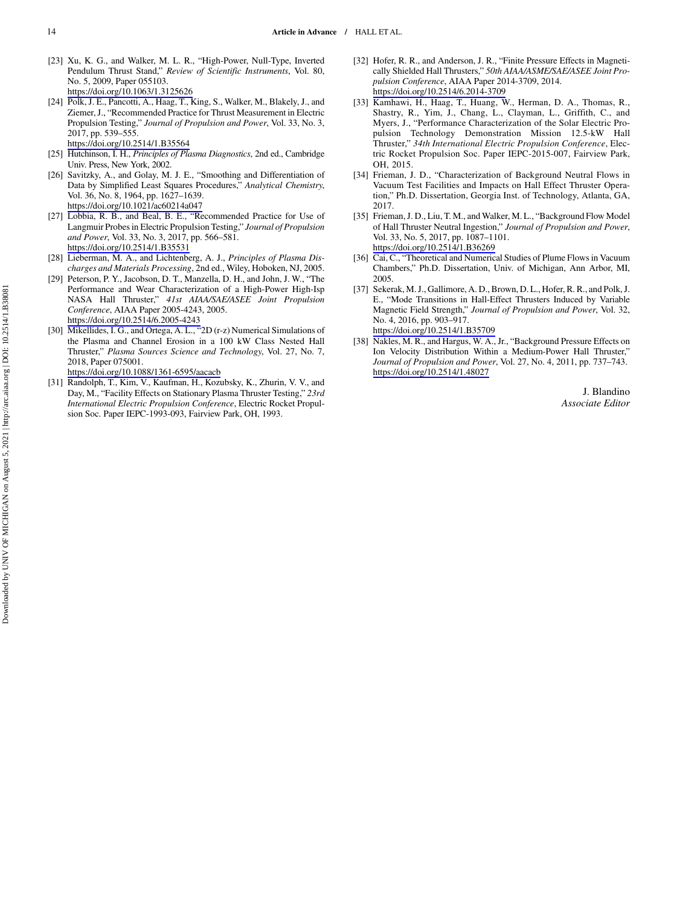[23] Xu, K. G., and Walker, M. L. R., "High-Power, Null-Type, Inverted Pendulum Thrust Stand," *Review of Scientific Instruments*, Vol. 80, No. 5, 2009, Paper 055103.
https://doi.org/10.1063/1.3125626

[24] Polk, J. E., Pancotti, A., Haag, T., King, S., Walker, M., Blakely, J., and Ziemer, J., "Recommended Practice for Thrust Measurement in Electric Propulsion Testing," *Journal of Propulsion and Power*, Vol. 33, No. 3, 2017, pp. 539–555.
https://doi.org/10.2514/1.B35564

[25] Hutchinson, I. H., *Principles of Plasma Diagnostics*, 2nd ed., Cambridge Univ. Press, New York, 2002.

[26] Savitzky, A., and Golay, M. J. E., "Smoothing and Differentiation of Data by Simplified Least Squares Procedures," *Analytical Chemistry*, Vol. 36, No. 8, 1964, pp. 1627–1639.
https://doi.org/10.1021/ac60214a047

[27] Lobbia, R. B., and Beal, B. E., "Recommended Practice for Use of Langmuir Probes in Electric Propulsion Testing," *Journal of Propulsion and Power*, Vol. 33, No. 3, 2017, pp. 566–581.
https://doi.org/10.2514/1.B35531

[28] Lieberman, M. A., and Lichtenberg, A. J., *Principles of Plasma Discharges and Materials Processing*, 2nd ed., Wiley, Hoboken, NJ, 2005.

[29] Peterson, P. Y., Jacobson, D. T., Manzella, D. H., and John, J. W., "The Performance and Wear Characterization of a High-Power High-Isp NASA Hall Thruster," *41st AIAA/SAE/ASEE Joint Propulsion Conference*, AIAA Paper 2005-4243, 2005.
https://doi.org/10.2514/6.2005-4243

[30] Mikellides, I. G., and Ortega, A. L., "2D (r-z) Numerical Simulations of the Plasma and Channel Erosion in a 100 kW Class Nested Hall Thruster," *Plasma Sources Science and Technology*, Vol. 27, No. 7, 2018, Paper 075001.
https://doi.org/10.1088/1361-6595/aacacb

[31] Randolph, T., Kim, V., Kaufman, H., Kozubsky, K., Zhurin, V. V., and Day, M., "Facility Effects on Stationary Plasma Thruster Testing," *23rd International Electric Propulsion Conference*, Electric Rocket Propulsion Soc. Paper IEPC-1993-093, Fairview Park, OH, 1993.

[32] Hofer, R. R., and Anderson, J. R., "Finite Pressure Effects in Magnetically Shielded Hall Thrusters," *50th AIAA/ASME/SAE/ASEE Joint Propulsion Conference*, AIAA Paper 2014-3709, 2014.
https://doi.org/10.2514/6.2014-3709

[33] Kamhawi, H., Haag, T., Huang, W., Herman, D. A., Thomas, R., Shastry, R., Yim, J., Chang, L., Clayman, L., Griffith, C., and Myers, J., "Performance Characterization of the Solar Electric Propulsion Technology Demonstration Mission 12.5-kW Hall Thruster," *34th International Electric Propulsion Conference*, Electric Rocket Propulsion Soc. Paper IEPC-2015-007, Fairview Park, OH, 2015.

[34] Frieman, J. D., "Characterization of Background Neutral Flows in Vacuum Test Facilities and Impacts on Hall Effect Thruster Operation," Ph.D. Dissertation, Georgia Inst. of Technology, Atlanta, GA, 2017.

[35] Frieman, J. D., Liu, T. M., and Walker, M. L., "Background Flow Model of Hall Thruster Neutral Ingestion," *Journal of Propulsion and Power*, Vol. 33, No. 5, 2017, pp. 1087–1101.
https://doi.org/10.2514/1.B36269

[36] Cai, C., "Theoretical and Numerical Studies of Plume Flows in Vacuum Chambers," Ph.D. Dissertation, Univ. of Michigan, Ann Arbor, MI, 2005.

[37] Sekerak, M. J., Gallimore, A. D., Brown, D. L., Hofer, R. R., and Polk, J. E., "Mode Transitions in Hall-Effect Thrusters Induced by Variable Magnetic Field Strength," *Journal of Propulsion and Power*, Vol. 32, No. 4, 2016, pp. 903–917.
https://doi.org/10.2514/1.B35709

[38] Nakles, M. R., and Hargus, W. A., Jr., "Background Pressure Effects on Ion Velocity Distribution Within a Medium-Power Hall Thruster," *Journal of Propulsion and Power*, Vol. 27, No. 4, 2011, pp. 737–743.
https://doi.org/10.2514/1.48027

J. Blandino
*Associate Editor*